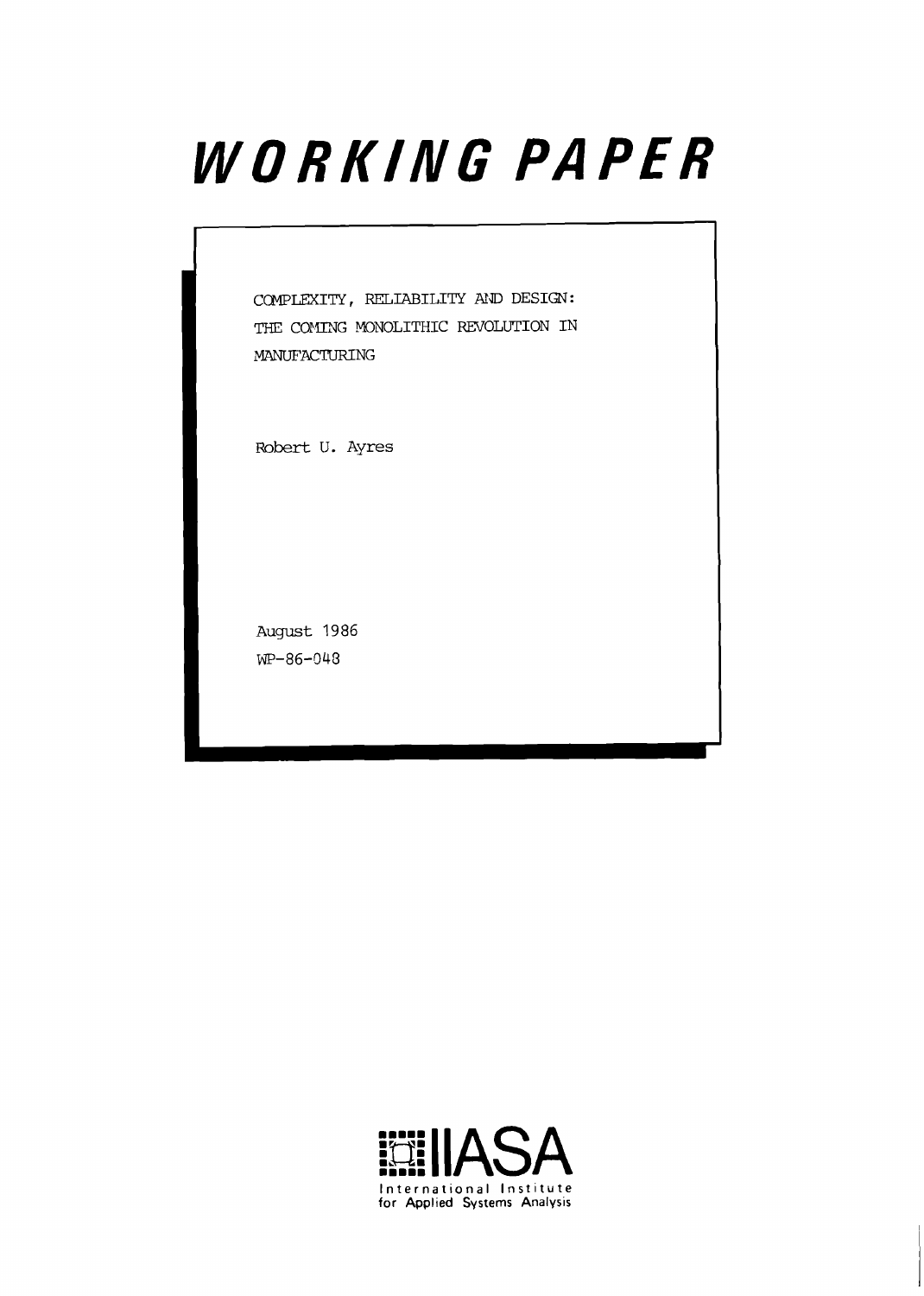# WORKING PAPER

COMPLEXITY, RELIABILITY AND DESIGN:
THE COMING MONOLITHIC REVOLUTION IN
MANUFACTURING

Robert U. Ayres

August 1986
WP-86-048

IIASA
International Institute
for Applied Systems Analysis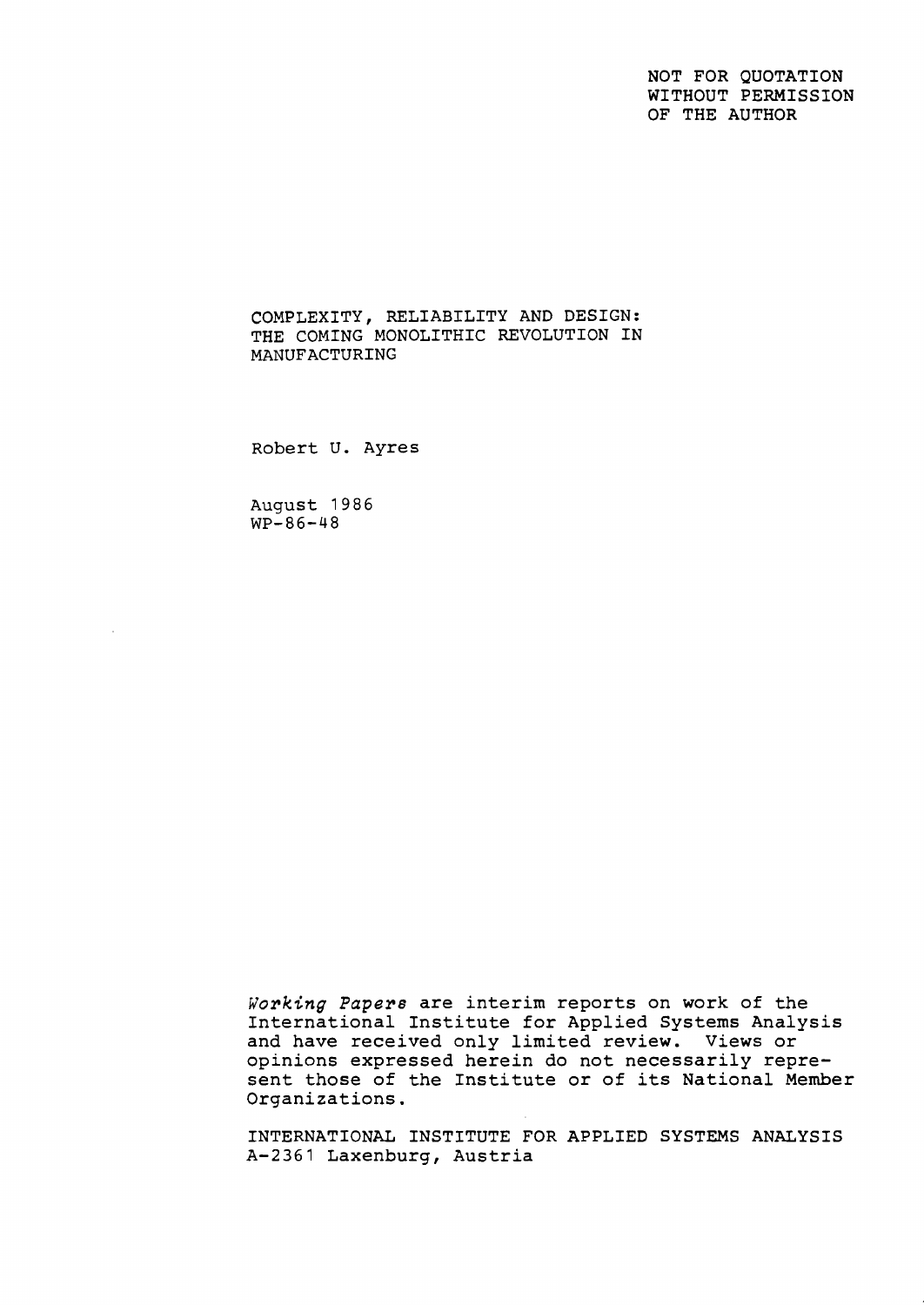NOT FOR QUOTATION
WITHOUT PERMISSION
OF THE AUTHOR

# COMPLEXITY, RELIABILITY AND DESIGN: THE COMING MONOLITHIC REVOLUTION IN MANUFACTURING

Robert U. Ayres

August 1986
WP-86-48

*Working Papers* are interim reports on work of the International Institute for Applied Systems Analysis and have received only limited review. Views or opinions expressed herein do not necessarily represent those of the Institute or of its National Member Organizations.

INTERNATIONAL INSTITUTE FOR APPLIED SYSTEMS ANALYSIS
A-2361 Laxenburg, Austria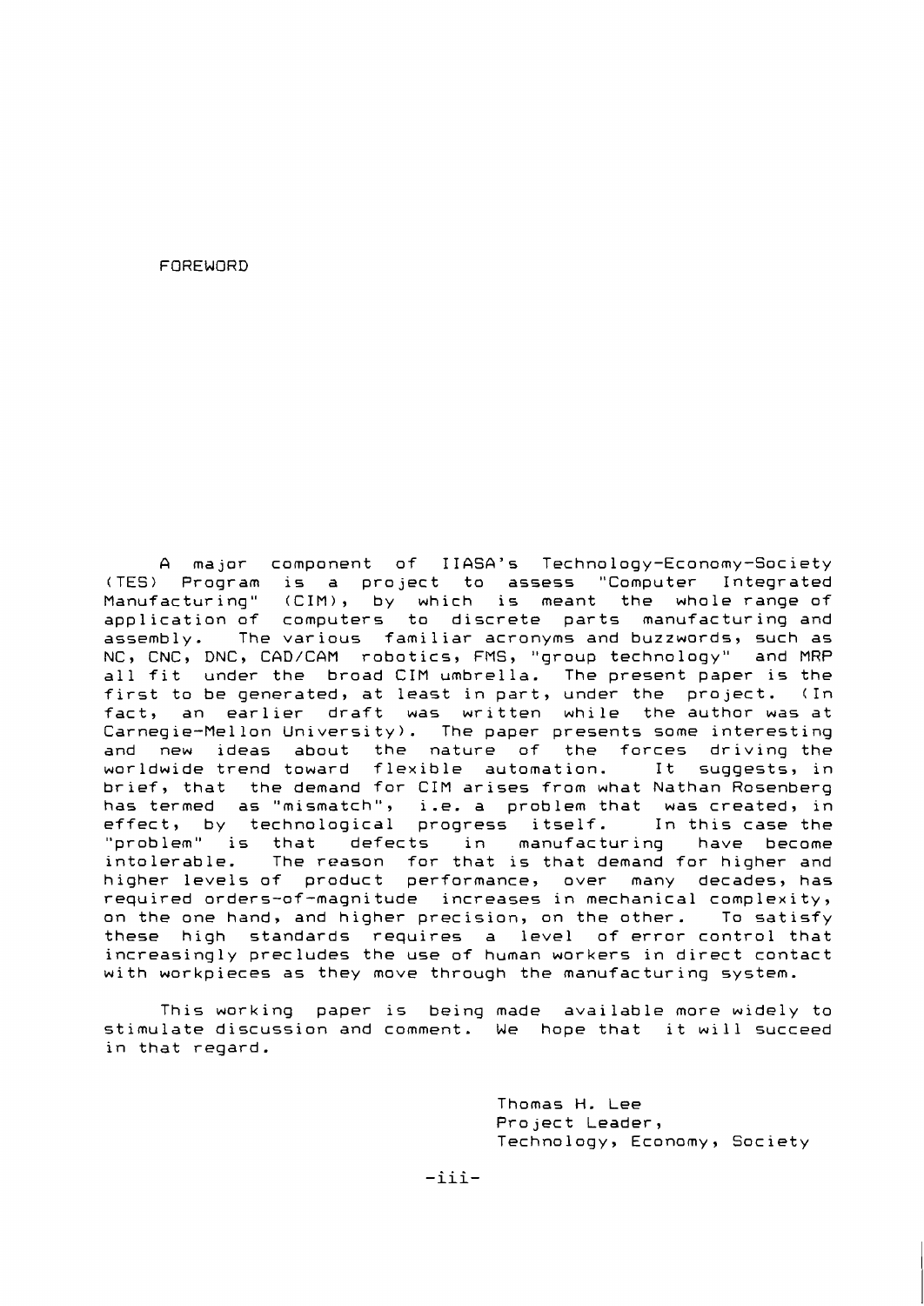# FOREWORD

A major component of IIASA's Technology-Economy-Society (TES) Program is a project to assess "Computer Integrated Manufacturing" (CIM), by which is meant the whole range of application of computers to discrete parts manufacturing and assembly. The various familiar acronyms and buzzwords, such as NC, CNC, DNC, CAD/CAM robotics, FMS, "group technology" and MRP all fit under the broad CIM umbrella. The present paper is the first to be generated, at least in part, under the project. (In fact, an earlier draft was written while the author was at Carnegie-Mellon University). The paper presents some interesting and new ideas about the nature of the forces driving the worldwide trend toward flexible automation. It suggests, in brief, that the demand for CIM arises from what Nathan Rosenberg has termed as "mismatch", i.e. a problem that was created, in effect, by technological progress itself. In this case the "problem" is that defects in manufacturing have become intolerable. The reason for that is that demand for higher and higher levels of product performance, over many decades, has required orders-of-magnitude increases in mechanical complexity, on the one hand, and higher precision, on the other. To satisfy these high standards requires a level of error control that increasingly precludes the use of human workers in direct contact with workpieces as they move through the manufacturing system.

This working paper is being made available more widely to stimulate discussion and comment. We hope that it will succeed in that regard.

Thomas H. Lee
Project Leader,
Technology, Economy, Society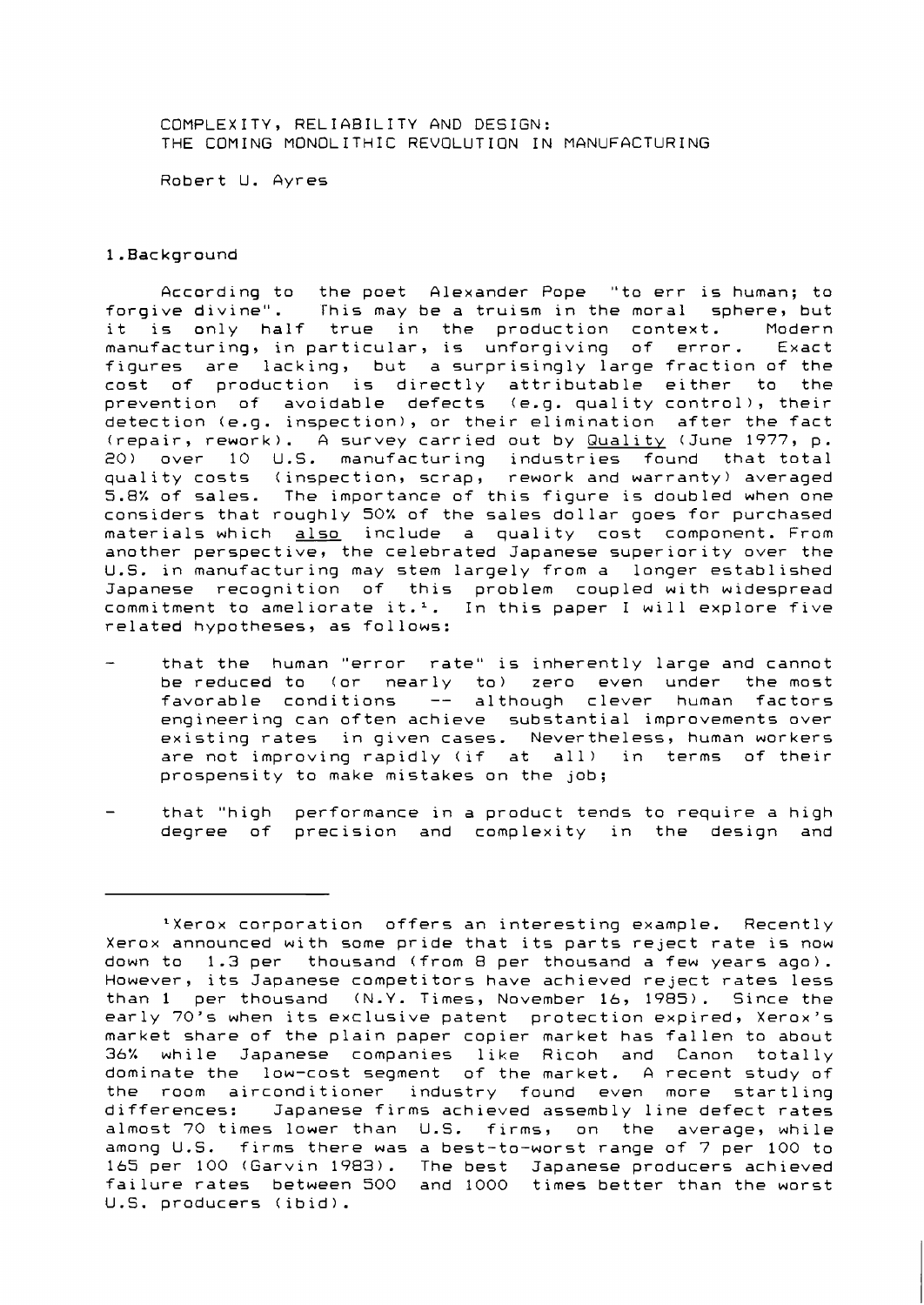COMPLEXITY, RELIABILITY AND DESIGN:
THE COMING MONOLITHIC REVOLUTION IN MANUFACTURING

Robert U. Ayres

## 1. Background

According to the poet Alexander Pope "to err is human; to forgive divine". This may be a truism in the moral sphere, but it is only half true in the production context. Modern manufacturing, in particular, is unforgiving of error. Exact figures are lacking, but a surprisingly large fraction of the cost of production is directly attributable either to the prevention of avoidable defects (e.g. quality control), their detection (e.g. inspection), or their elimination after the fact (repair, rework). A survey carried out by Quality (June 1977, p. 20) over 10 U.S. manufacturing industries found that total quality costs (inspection, scrap, rework and warranty) averaged 5.8% of sales. The importance of this figure is doubled when one considers that roughly 50% of the sales dollar goes for purchased materials which also include a quality cost component. From another perspective, the celebrated Japanese superiority over the U.S. in manufacturing may stem largely from a longer established Japanese recognition of this problem coupled with widespread commitment to ameliorate it.[1]. In this paper I will explore five related hypotheses, as follows:

- that the human "error rate" is inherently large and cannot be reduced to (or nearly to) zero even under the most favorable conditions -- although clever human factors engineering can often achieve substantial improvements over existing rates in given cases. Nevertheless, human workers are not improving rapidly (if at all) in terms of their prospensity to make mistakes on the job;

- that "high performance in a product tends to require a high degree of precision and complexity in the design and

---

[1] Xerox corporation offers an interesting example. Recently Xerox announced with some pride that its parts reject rate is now down to 1.3 per thousand (from 8 per thousand a few years ago). However, its Japanese competitors have achieved reject rates less than 1 per thousand (N.Y. Times, November 16, 1985). Since the early 70's when its exclusive patent protection expired, Xerox's market share of the plain paper copier market has fallen to about 36% while Japanese companies like Ricoh and Canon totally dominate the low-cost segment of the market. A recent study of the room airconditioner industry found even more startling differences: Japanese firms achieved assembly line defect rates almost 70 times lower than U.S. firms, on the average, while among U.S. firms there was a best-to-worst range of 7 per 100 to 165 per 100 (Garvin 1983). The best Japanese producers achieved failure rates between 500 and 1000 times better than the worst U.S. producers (ibid).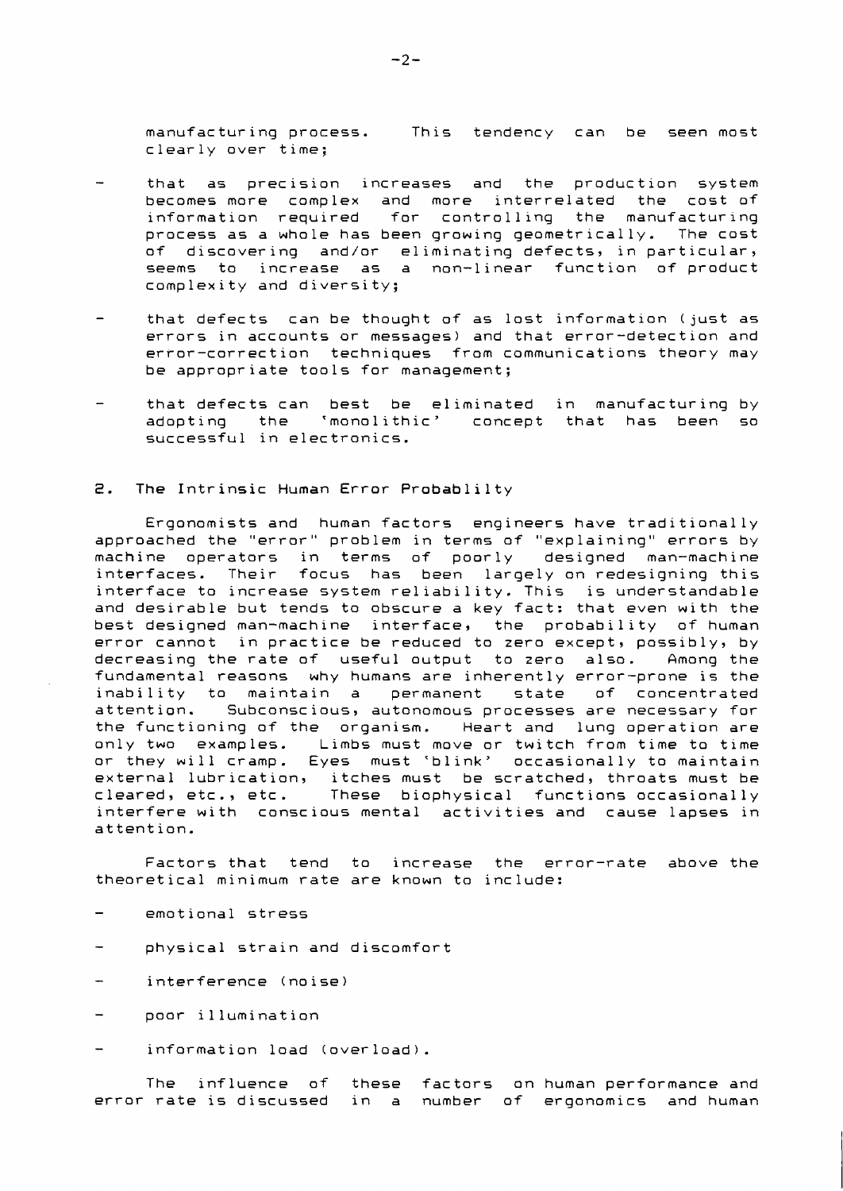manufacturing process. This tendency can be seen most clearly over time;

- that as precision increases and the production system becomes more complex and more interrelated the cost of information required for controlling the manufacturing process as a whole has been growing geometrically. The cost of discovering and/or eliminating defects, in particular, seems to increase as a non-linear function of product complexity and diversity;

- that defects can be thought of as lost information (just as errors in accounts or messages) and that error-detection and error-correction techniques from communications theory may be appropriate tools for management;

- that defects can best be eliminated in manufacturing by adopting the 'monolithic' concept that has been so successful in electronics.

## 2. The Intrinsic Human Error Probablilty

Ergonomists and human factors engineers have traditionally approached the "error" problem in terms of "explaining" errors by machine operators in terms of poorly designed man-machine interfaces. Their focus has been largely on redesigning this interface to increase system reliability. This is understandable and desirable but tends to obscure a key fact: that even with the best designed man-machine interface, the probability of human error cannot in practice be reduced to zero except, possibly, by decreasing the rate of useful output to zero also. Among the fundamental reasons why humans are inherently error-prone is the inability to maintain a permanent state of concentrated attention. Subconscious, autonomous processes are necessary for the functioning of the organism. Heart and lung operation are only two examples. Limbs must move or twitch from time to time or they will cramp. Eyes must 'blink' occasionally to maintain external lubrication, itches must be scratched, throats must be cleared, etc., etc. These biophysical functions occasionally interfere with conscious mental activities and cause lapses in attention.

Factors that tend to increase the error-rate above the theoretical minimum rate are known to include:

- emotional stress
- physical strain and discomfort
- interference (noise)
- poor illumination
- information load (overload).

The influence of these factors on human performance and error rate is discussed in a number of ergonomics and human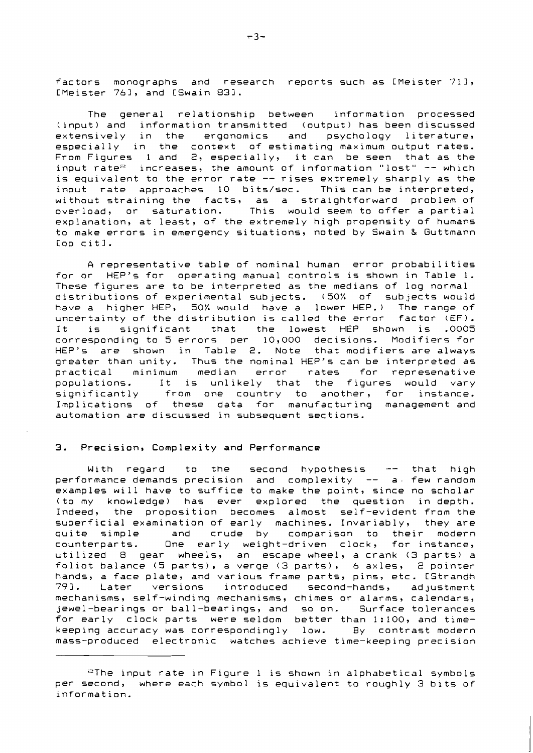factors monographs and research reports such as [Meister 71], [Meister 76], and [Swain 83].

The general relationship between information processed (input) and information transmitted (output) has been discussed extensively in the ergonomics and psychology literature, especially in the context of estimating maximum output rates. From Figures 1 and 2, especially, it can be seen that as the input rate[a] increases, the amount of information "lost" -- which is equivalent to the error rate -- rises extremely sharply as the input rate approaches 10 bits/sec. This can be interpreted, without straining the facts, as a straightforward problem of overload, or saturation. This would seem to offer a partial explanation, at least, of the extremely high propensity of humans to make errors in emergency situations, noted by Swain & Guttmann [op cit].

A representative table of nominal human error probabilities for or HEP's for operating manual controls is shown in Table 1. These figures are to be interpreted as the medians of log normal distributions of experimental subjects. (50% of subjects would have a higher HEP, 50% would have a lower HEP.) The range of uncertainty of the distribution is called the error factor (EF). It is significant that the lowest HEP shown is .0005 corresponding to 5 errors per 10,000 decisions. Modifiers for HEP's are shown in Table 2. Note that modifiers are always greater than unity. Thus the nominal HEP's can be interpreted as practical minimum median error rates for represenative populations. It is unlikely that the figures would vary significantly from one country to another, for instance. Implications of these data for manufacturing management and automation are discussed in subsequent sections.

## 3. Precision, Complexity and Performance

With regard to the second hypothesis -- that high performance demands precision and complexity -- a few random examples will have to suffice to make the point, since no scholar (to my knowledge) has ever explored the question in depth. Indeed, the proposition becomes almost self-evident from the superficial examination of early machines. Invariably, they are quite simple and crude by comparison to their modern counterparts. One early weight-driven clock, for instance, utilized 8 gear wheels, an escape wheel, a crank (3 parts) a foliot balance (5 parts), a verge (3 parts), 6 axles, 2 pointer hands, a face plate, and various frame parts, pins, etc. [Strandh 79]. Later versions introduced second-hands, adjustment mechanisms, self-winding mechanisms, chimes or alarms, calendars, jewel-bearings or ball-bearings, and so on. Surface tolerances for early clock parts were seldom better than 1:100, and time-keeping accuracy was correspondingly low. By contrast modern mass-produced electronic watches achieve time-keeping precision

---

[a]The input rate in Figure 1 is shown in alphabetical symbols per second, where each symbol is equivalent to roughly 3 bits of information.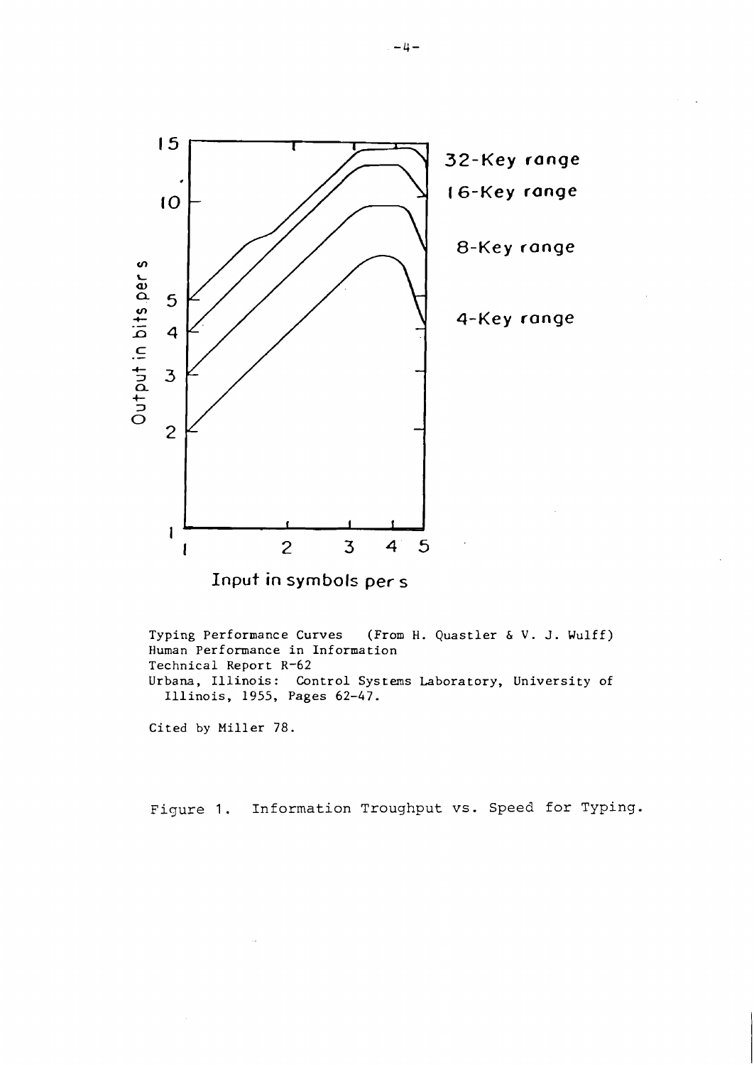Typing Performance Curves (From H. Quastler & V. J. Wulff)
Human Performance in Information
Technical Report R-62
Urbana, Illinois: Control Systems Laboratory, University of Illinois, 1955, Pages 62-47.

Cited by Miller 78.

Figure 1. Information Troughput vs. Speed for Typing.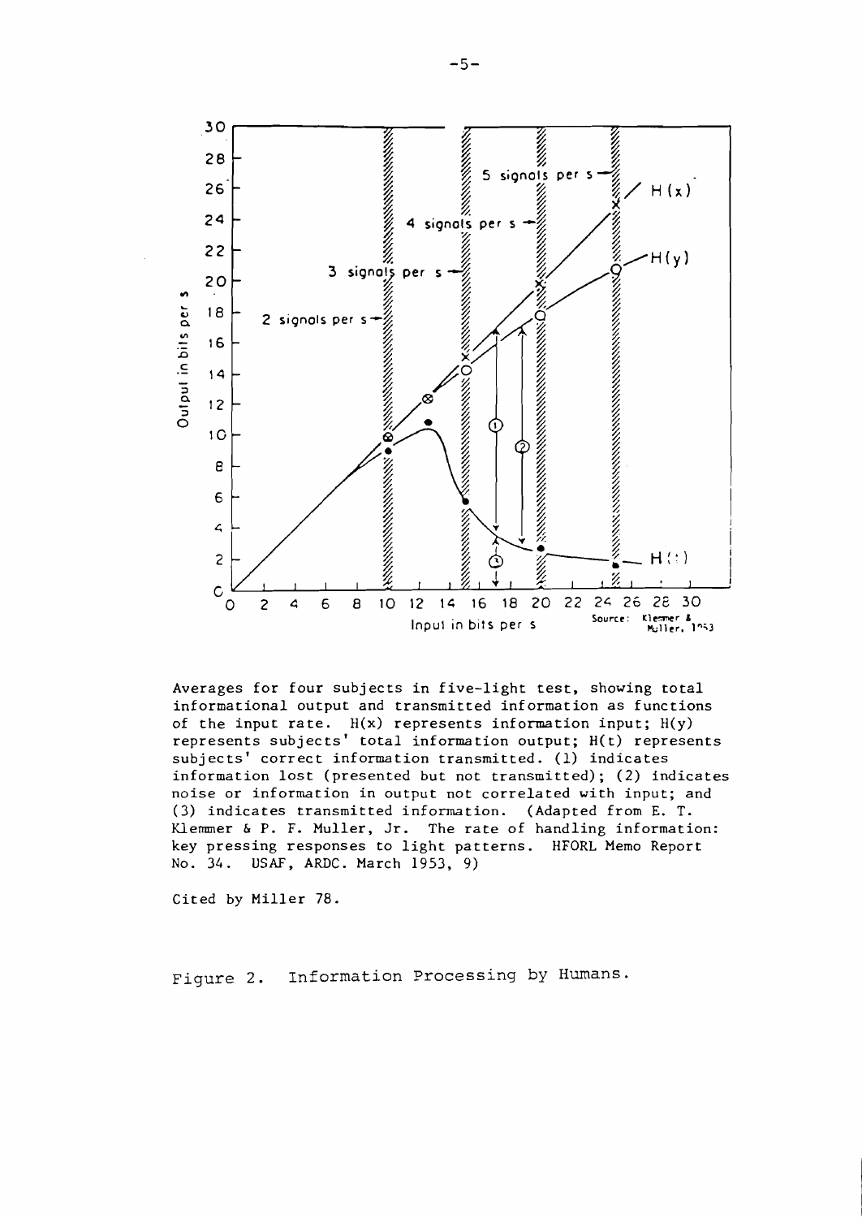Averages for four subjects in five-light test, showing total informational output and transmitted information as functions of the input rate. $H(x)$ represents information input; $H(y)$ represents subjects' total information output; $H(t)$ represents subjects' correct information transmitted. (1) indicates information lost (presented but not transmitted); (2) indicates noise or information in output not correlated with input; and (3) indicates transmitted information. (Adapted from E. T. Klemmer & P. F. Muller, Jr. The rate of handling information: key pressing responses to light patterns. HFORL Memo Report No. 34. USAF, ARDC. March 1953, 9)

Cited by Miller 78.

Figure 2. Information Processing by Humans.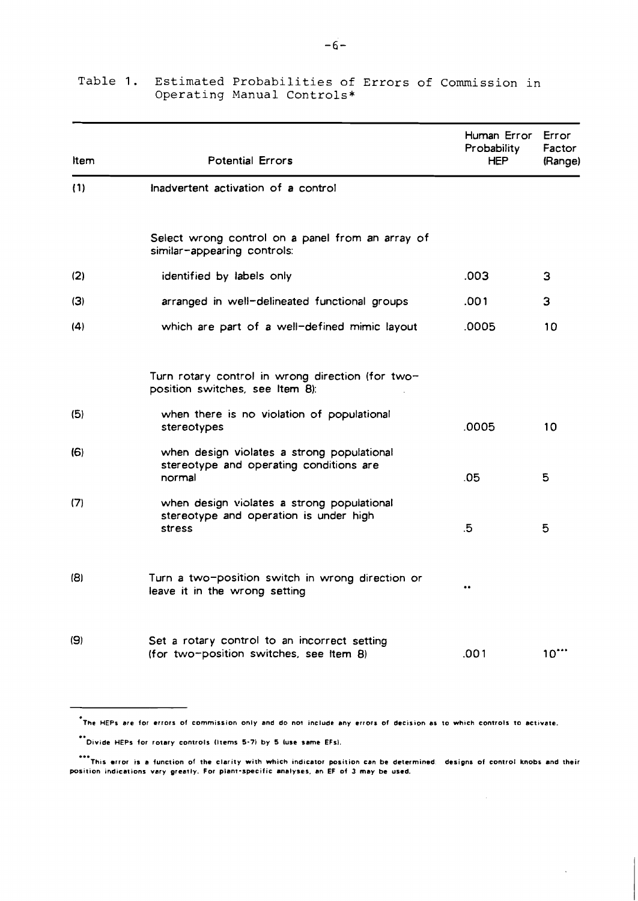Table 1. Estimated Probabilities of Errors of Commission in Operating Manual Controls*

| Item | Potential Errors | Human Error Probability HEP | Error Factor (Range) |
|---|---|---|---|
| (1) | Inadvertent activation of a control | | |
| | Select wrong control on a panel from an array of similar-appearing controls: | | |
| (2) | identified by labels only | .003 | 3 |
| (3) | arranged in well-delineated functional groups | .001 | 3 |
| (4) | which are part of a well-defined mimic layout | .0005 | 10 |
| | Turn rotary control in wrong direction (for two-position switches, see Item 8): | | |
| (5) | when there is no violation of populational stereotypes | .0005 | 10 |
| (6) | when design violates a strong populational stereotype and operating conditions are normal | .05 | 5 |
| (7) | when design violates a strong populational stereotype and operation is under high stress | .5 | 5 |
| (8) | Turn a two-position switch in wrong direction or leave it in the wrong setting | ** | |
| (9) | Set a rotary control to an incorrect setting (for two-position switches, see Item 8) | .001 | 10*** |

*The HEPs are for errors of commission only and do not include any errors of decision as to which controls to activate.

**Divide HEPs for rotary controls (Items 5-7) by 5 (use same EFs).

***This error is a function of the clarity with which indicator position can be determined: designs of control knobs and their position indications vary greatly. For plant-specific analyses, an EF of 3 may be used.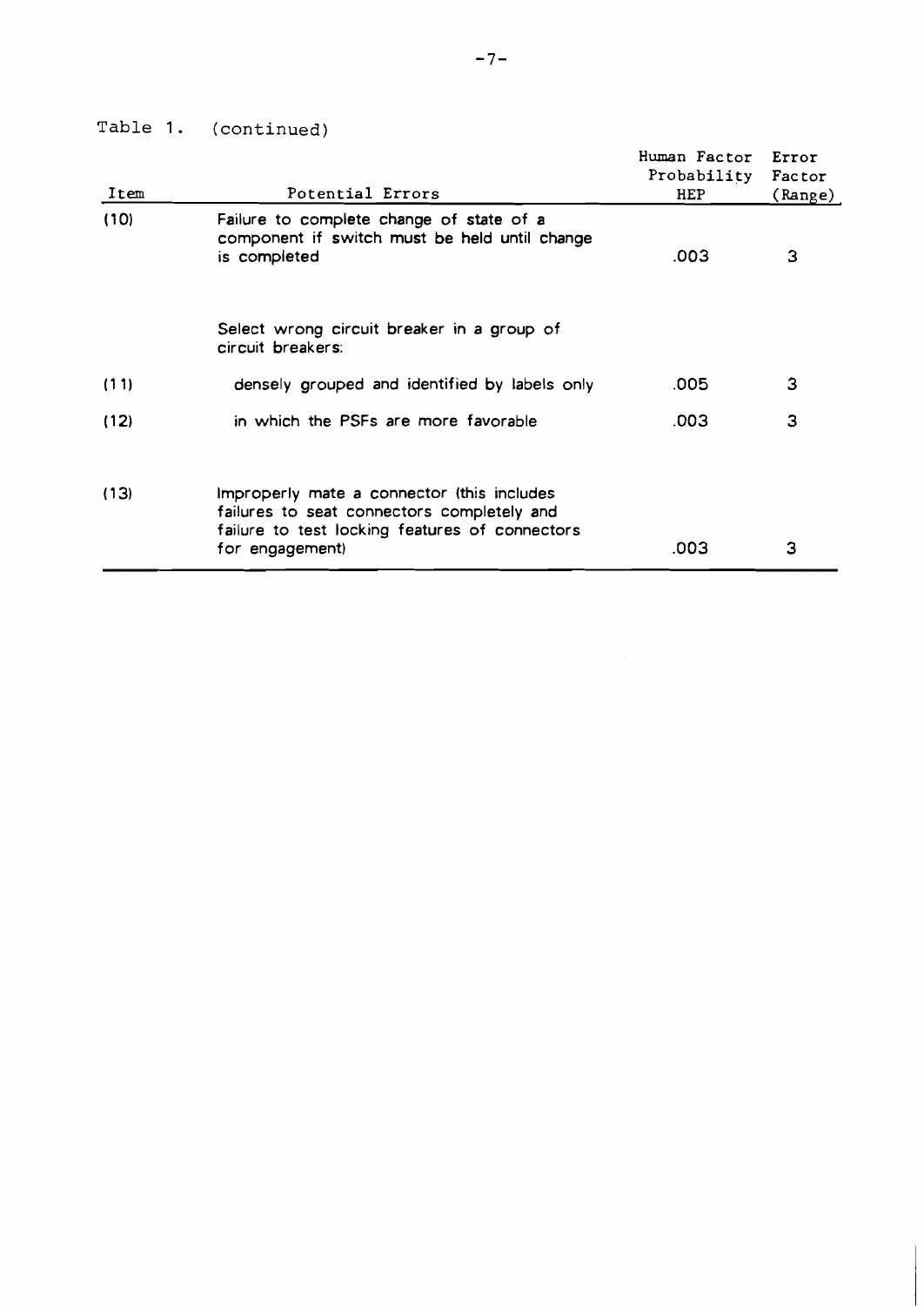Table 1. (continued)

| Item | Potential Errors | Human Factor Probability HEP | Error Factor (Range) |
|---|---|---|---|
| (10) | Failure to complete change of state of a component if switch must be held until change is completed | .003 | 3 |
| | Select wrong circuit breaker in a group of circuit breakers: | | |
| (11) | densely grouped and identified by labels only | .005 | 3 |
| (12) | in which the PSFs are more favorable | .003 | 3 |
| (13) | Improperly mate a connector (this includes failures to seat connectors completely and failure to test locking features of connectors for engagement) | .003 | 3 |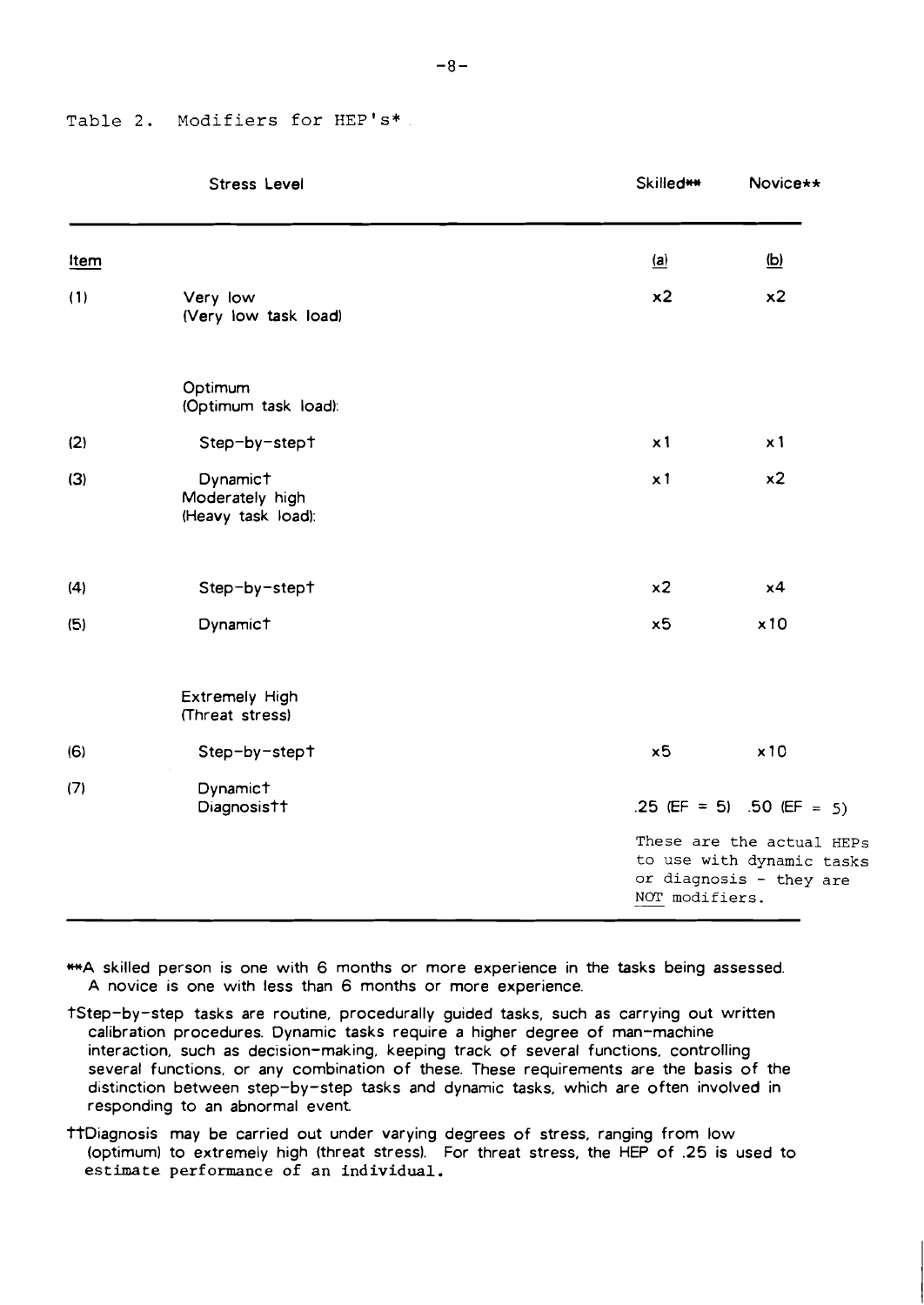Table 2. Modifiers for HEP's*

| | Stress Level | Skilled** | Novice** |
|---|---|---|---|
| Item | | (a) | (b) |
| (1) | Very low (Very low task load) | x2 | x2 |
| | Optimum (Optimum task load): | | |
| (2) | Step-by-step† | x1 | x1 |
| (3) | Dynamic† | x1 | x2 |
| | Moderately high (Heavy task load): | | |
| (4) | Step-by-step† | x2 | x4 |
| (5) | Dynamic† | x5 | x10 |
| | Extremely High (Threat stress) | | |
| (6) | Step-by-step† | x5 | x10 |
| (7) | Dynamic† Diagnosis†† | .25 (EF = 5) | .50 (EF = 5) |
| | | These are the actual HEPs to use with dynamic tasks or diagnosis - they are NOT modifiers. | |

**A skilled person is one with 6 months or more experience in the tasks being assessed. A novice is one with less than 6 months or more experience.

†Step-by-step tasks are routine, procedurally guided tasks, such as carrying out written calibration procedures. Dynamic tasks require a higher degree of man-machine interaction, such as decision-making, keeping track of several functions, controlling several functions, or any combination of these. These requirements are the basis of the distinction between step-by-step tasks and dynamic tasks, which are often involved in responding to an abnormal event.

††Diagnosis may be carried out under varying degrees of stress, ranging from low (optimum) to extremely high (threat stress). For threat stress, the HEP of .25 is used to estimate performance of an individual.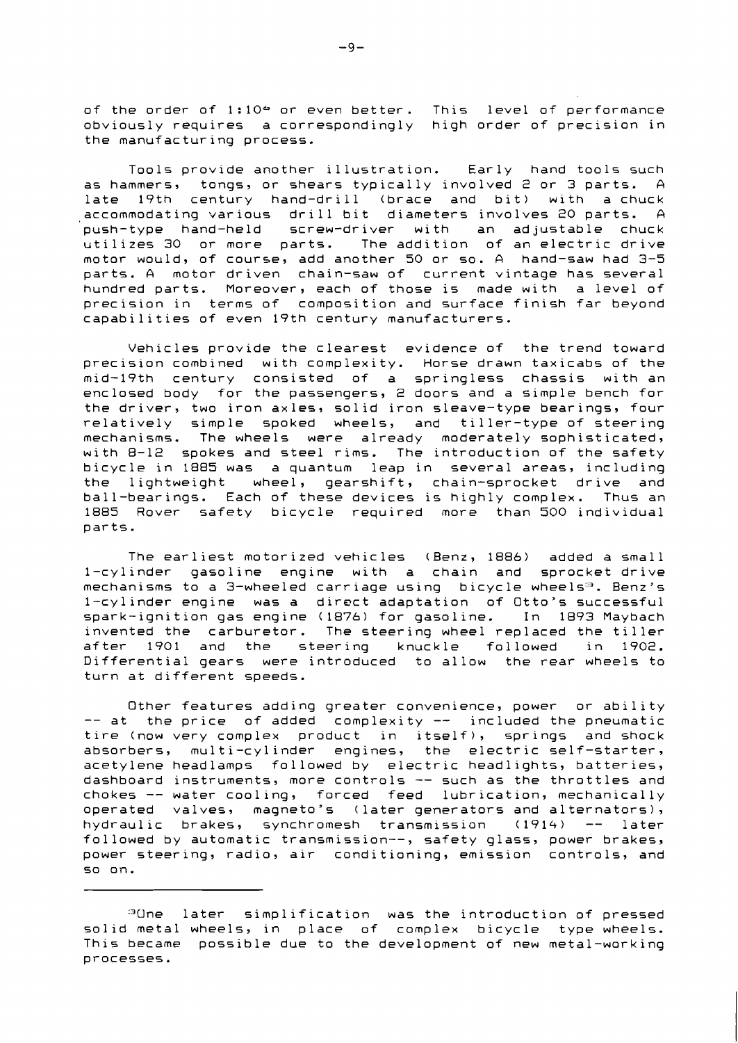of the order of $1:10^{6}$ or even better. This level of performance obviously requires a correspondingly high order of precision in the manufacturing process.

Tools provide another illustration. Early hand tools such as hammers, tongs, or shears typically involved 2 or 3 parts. A late 19th century hand-drill (brace and bit) with a chuck accommodating various drill bit diameters involves 20 parts. A push-type hand-held screw-driver with an adjustable chuck utilizes 30 or more parts. The addition of an electric drive motor would, of course, add another 50 or so. A hand-saw had 3-5 parts. A motor driven chain-saw of current vintage has several hundred parts. Moreover, each of those is made with a level of precision in terms of composition and surface finish far beyond capabilities of even 19th century manufacturers.

Vehicles provide the clearest evidence of the trend toward precision combined with complexity. Horse drawn taxicabs of the mid-19th century consisted of a springless chassis with an enclosed body for the passengers, 2 doors and a simple bench for the driver, two iron axles, solid iron sleave-type bearings, four relatively simple spoked wheels, and tiller-type of steering mechanisms. The wheels were already moderately sophisticated, with 8-12 spokes and steel rims. The introduction of the safety bicycle in 1885 was a quantum leap in several areas, including the lightweight wheel, gearshift, chain-sprocket drive and ball-bearings. Each of these devices is highly complex. Thus an 1885 Rover safety bicycle required more than 500 individual parts.

The earliest motorized vehicles (Benz, 1886) added a small 1-cylinder gasoline engine with a chain and sprocket drive mechanisms to a 3-wheeled carriage using bicycle wheels[9]. Benz's 1-cylinder engine was a direct adaptation of Otto's successful spark-ignition gas engine (1876) for gasoline. In 1893 Maybach invented the carburetor. The steering wheel replaced the tiller after 1901 and the steering knuckle followed in 1902. Differential gears were introduced to allow the rear wheels to turn at different speeds.

Other features adding greater convenience, power or ability -- at the price of added complexity -- included the pneumatic tire (now very complex product in itself), springs and shock absorbers, multi-cylinder engines, the electric self-starter, acetylene headlamps followed by electric headlights, batteries, dashboard instruments, more controls -- such as the throttles and chokes -- water cooling, forced feed lubrication, mechanically operated valves, magneto's (later generators and alternators), hydraulic brakes, synchromesh transmission (1914) -- later followed by automatic transmission--, safety glass, power brakes, power steering, radio, air conditioning, emission controls, and so on.

---

[9]One later simplification was the introduction of pressed solid metal wheels, in place of complex bicycle type wheels. This became possible due to the development of new metal-working processes.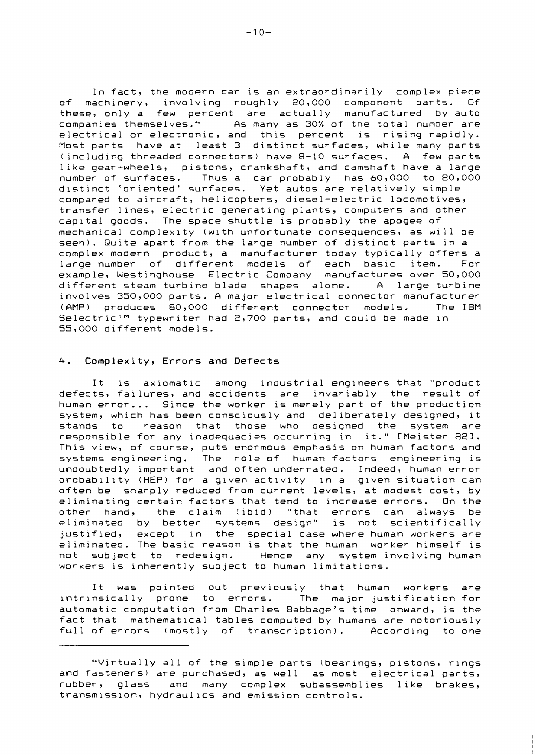In fact, the modern car is an extraordinarily complex piece of machinery, involving roughly 20,000 component parts. Of these, only a few percent are actually manufactured by auto companies themselves.* As many as 30% of the total number are electrical or electronic, and this percent is rising rapidly. Most parts have at least 3 distinct surfaces, while many parts (including threaded connectors) have 8-10 surfaces. A few parts like gear-wheels, pistons, crankshaft, and camshaft have a large number of surfaces. Thus a car probably has 60,000 to 80,000 distinct 'oriented' surfaces. Yet autos are relatively simple compared to aircraft, helicopters, diesel-electric locomotives, transfer lines, electric generating plants, computers and other capital goods. The space shuttle is probably the apogee of mechanical complexity (with unfortunate consequences, as will be seen). Quite apart from the large number of distinct parts in a complex modern product, a manufacturer today typically offers a large number of different models of each basic item. For example, Westinghouse Electric Company manufactures over 50,000 different steam turbine blade shapes alone. A large turbine involves 350,000 parts. A major electrical connector manufacturer (AMP) produces 80,000 different connector models. The IBM Selectric™ typewriter had 2,700 parts, and could be made in 55,000 different models.

## 4. Complexity, Errors and Defects

It is axiomatic among industrial engineers that "product defects, failures, and accidents are invariably the result of human error... Since the worker is merely part of the production system, which has been consciously and deliberately designed, it stands to reason that those who designed the system are responsible for any inadequacies occurring in it." [Meister 82]. This view, of course, puts enormous emphasis on human factors and systems engineering. The role of human factors engineering is undoubtedly important and often underrated. Indeed, human error probability (HEP) for a given activity in a given situation can often be sharply reduced from current levels, at modest cost, by eliminating certain factors that tend to increase errors. On the other hand, the claim (ibid) "that errors can always be eliminated by better systems design" is not scientifically justified, except in the special case where human workers are eliminated. The basic reason is that the human worker himself is not subject to redesign. Hence any system involving human workers is inherently subject to human limitations.

It was pointed out previously that human workers are intrinsically prone to errors. The major justification for automatic computation from Charles Babbage's time onward, is the fact that mathematical tables computed by humans are notoriously full of errors (mostly of transcription). According to one

---

*Virtually all of the simple parts (bearings, pistons, rings and fasteners) are purchased, as well as most electrical parts, rubber, glass and many complex subassemblies like brakes, transmission, hydraulics and emission controls.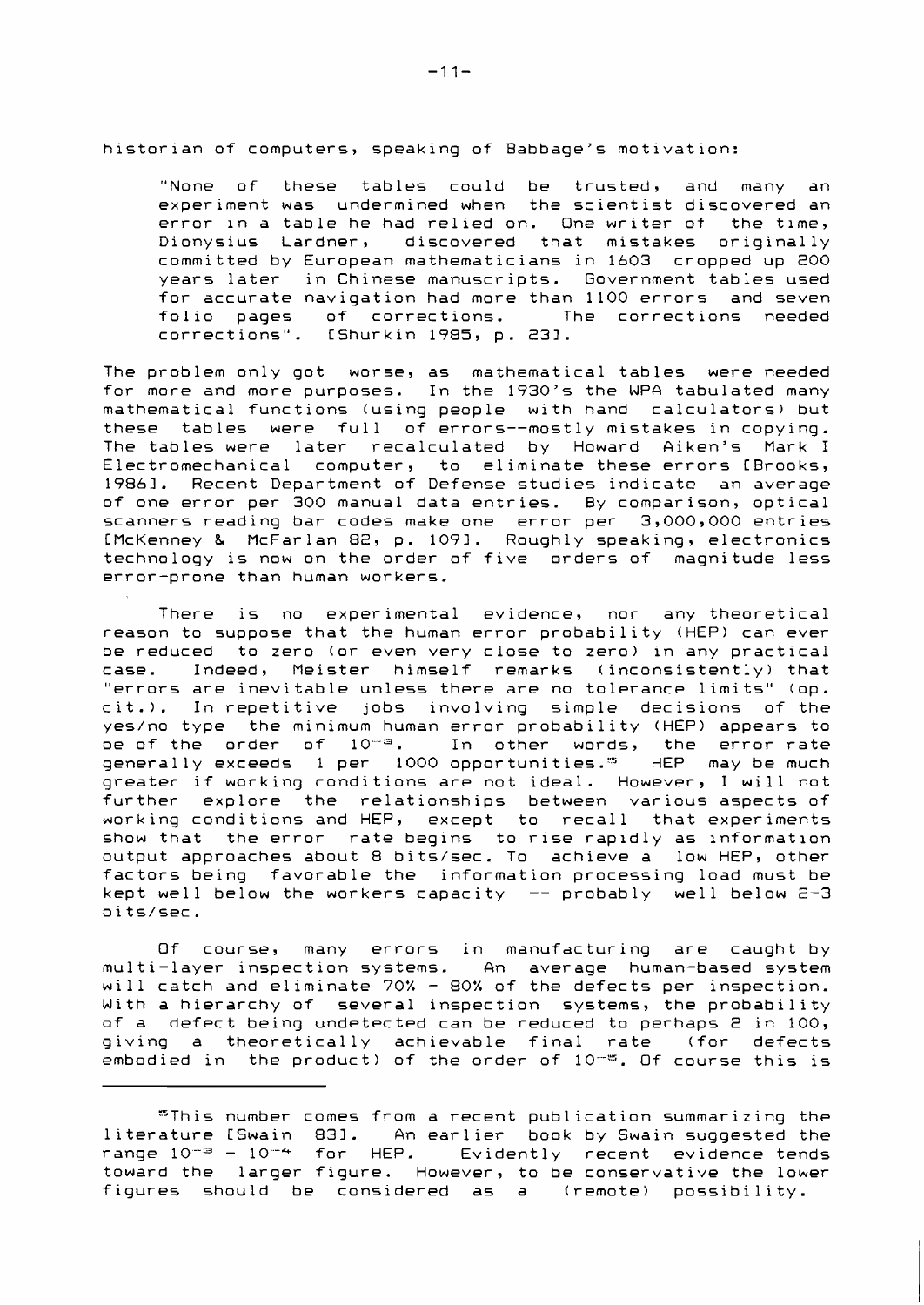historian of computers, speaking of Babbage's motivation:

> "None of these tables could be trusted, and many an experiment was undermined when the scientist discovered an error in a table he had relied on. One writer of the time, Dionysius Lardner, discovered that mistakes originally committed by European mathematicians in 1603 cropped up 200 years later in Chinese manuscripts. Government tables used for accurate navigation had more than 1100 errors and seven folio pages of corrections. The corrections needed corrections". [Shurkin 1985, p. 23].

The problem only got worse, as mathematical tables were needed for more and more purposes. In the 1930's the WPA tabulated many mathematical functions (using people with hand calculators) but these tables were full of errors--mostly mistakes in copying. The tables were later recalculated by Howard Aiken's Mark I Electromechanical computer, to eliminate these errors [Brooks, 1986]. Recent Department of Defense studies indicate an average of one error per 300 manual data entries. By comparison, optical scanners reading bar codes make one error per 3,000,000 entries [McKenney & McFarlan 82, p. 109]. Roughly speaking, electronics technology is now on the order of five orders of magnitude less error-prone than human workers.

There is no experimental evidence, nor any theoretical reason to suppose that the human error probability (HEP) can ever be reduced to zero (or even very close to zero) in any practical case. Indeed, Meister himself remarks (inconsistently) that "errors are inevitable unless there are no tolerance limits" (op. cit.). In repetitive jobs involving simple decisions of the yes/no type the minimum human error probability (HEP) appears to be of the order of $10^{-3}$. In other words, the error rate generally exceeds 1 per 1000 opportunities.[5] HEP may be much greater if working conditions are not ideal. However, I will not further explore the relationships between various aspects of working conditions and HEP, except to recall that experiments show that the error rate begins to rise rapidly as information output approaches about 8 bits/sec. To achieve a low HEP, other factors being favorable the information processing load must be kept well below the workers capacity -- probably well below 2-3 bits/sec.

Of course, many errors in manufacturing are caught by multi-layer inspection systems. An average human-based system will catch and eliminate 70% - 80% of the defects per inspection. With a hierarchy of several inspection systems, the probability of a defect being undetected can be reduced to perhaps 2 in 100, giving a theoretically achievable final rate (for defects embodied in the product) of the order of $10^{-5}$. Of course this is

---

[5] This number comes from a recent publication summarizing the literature [Swain 83]. An earlier book by Swain suggested the range $10^{-3}$ - $10^{-4}$ for HEP. Evidently recent evidence tends toward the larger figure. However, to be conservative the lower figures should be considered as a (remote) possibility.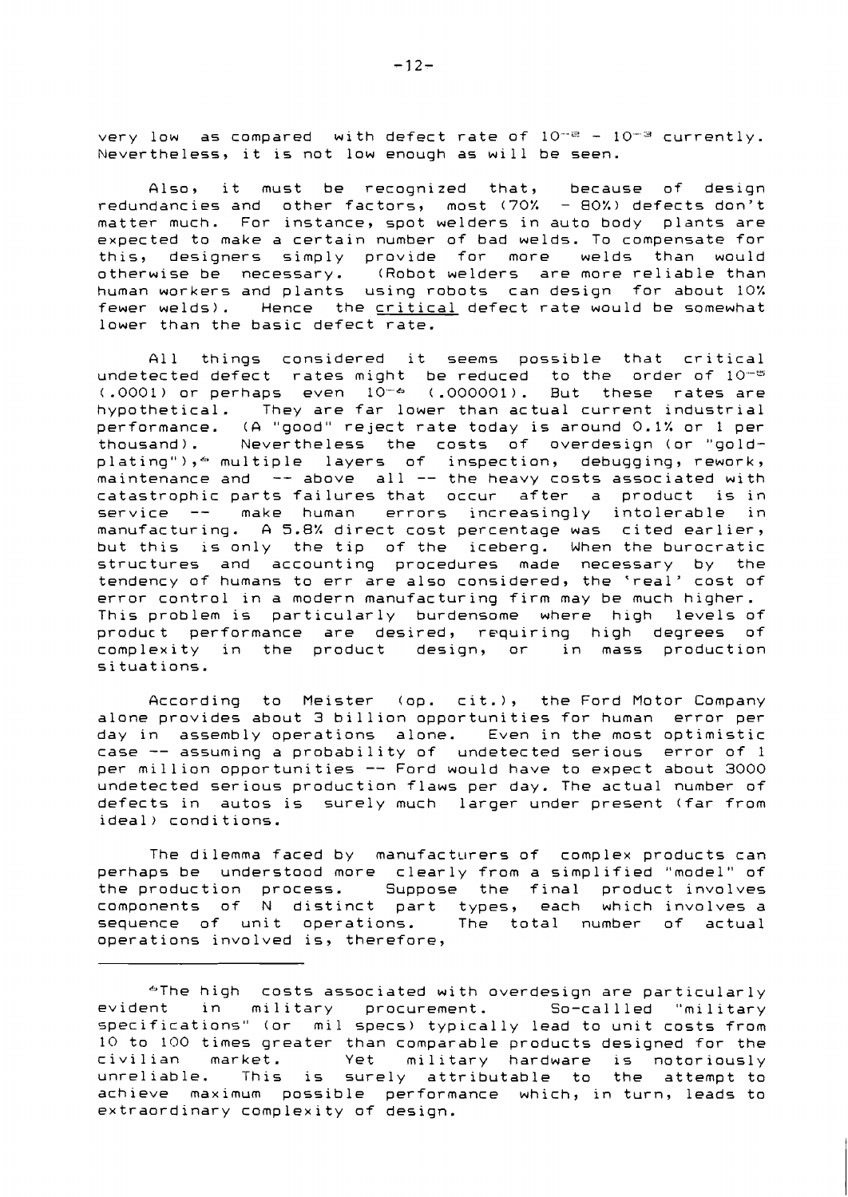very low as compared with defect rate of $10^{-2}$ - $10^{-3}$ currently. Nevertheless, it is not low enough as will be seen.

Also, it must be recognized that, because of design redundancies and other factors, most (70% - 80%) defects don't matter much. For instance, spot welders in auto body plants are expected to make a certain number of bad welds. To compensate for this, designers simply provide for more welds than would otherwise be necessary. (Robot welders are more reliable than human workers and plants using robots can design for about 10% fewer welds). Hence the critical defect rate would be somewhat lower than the basic defect rate.

All things considered it seems possible that critical undetected defect rates might be reduced to the order of $10^{-4}$ (.0001) or perhaps even $10^{-6}$ (.000001). But these rates are hypothetical. They are far lower than actual current industrial performance. (A "good" reject rate today is around 0.1% or 1 per thousand). Nevertheless the costs of overdesign (or "gold-plating"),* multiple layers of inspection, debugging, rework, maintenance and -- above all -- the heavy costs associated with catastrophic parts failures that occur after a product is in service -- make human errors increasingly intolerable in manufacturing. A 5.8% direct cost percentage was cited earlier, but this is only the tip of the iceberg. When the burocratic structures and accounting procedures made necessary by the tendency of humans to err are also considered, the 'real' cost of error control in a modern manufacturing firm may be much higher. This problem is particularly burdensome where high levels of product performance are desired, requiring high degrees of complexity in the product design, or in mass production situations.

According to Meister (op. cit.), the Ford Motor Company alone provides about 3 billion opportunities for human error per day in assembly operations alone. Even in the most optimistic case -- assuming a probability of undetected serious error of 1 per million opportunities -- Ford would have to expect about 3000 undetected serious production flaws per day. The actual number of defects in autos is surely much larger under present (far from ideal) conditions.

The dilemma faced by manufacturers of complex products can perhaps be understood more clearly from a simplified "model" of the production process. Suppose the final product involves components of N distinct part types, each which involves a sequence of unit operations. The total number of actual operations involved is, therefore,

---

*The high costs associated with overdesign are particularly evident in military procurement. So-called "military specifications" (or mil specs) typically lead to unit costs from 10 to 100 times greater than comparable products designed for the civilian market. Yet military hardware is notoriously unreliable. This is surely attributable to the attempt to achieve maximum possible performance which, in turn, leads to extraordinary complexity of design.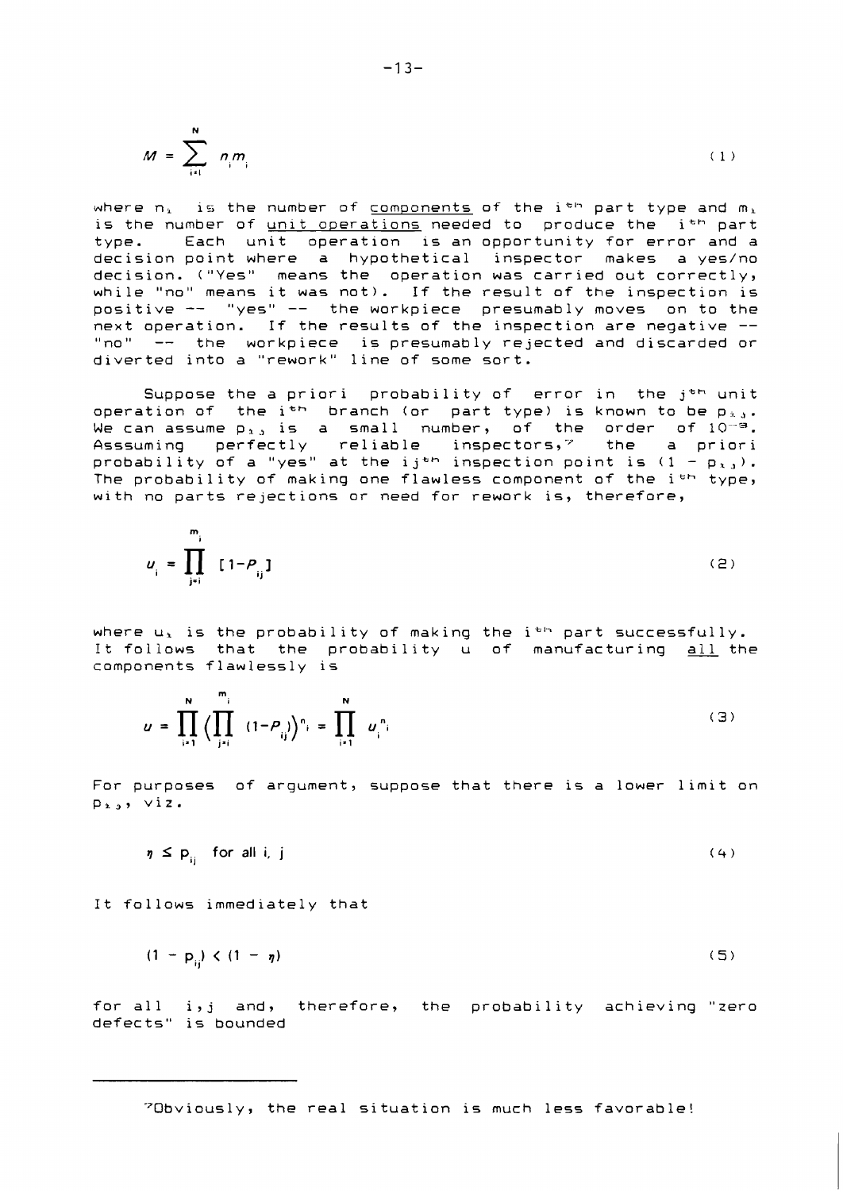$$M = \sum_{i=1}^{N} n_i m_i \tag{1}$$

where $n_i$ is the number of <u>components</u> of the $i^{th}$ part type and $m_i$ is the number of <u>unit operations</u> needed to produce the $i^{th}$ part type. Each unit operation is an opportunity for error and a decision point where a hypothetical inspector makes a yes/no decision. ("Yes" means the operation was carried out correctly, while "no" means it was not). If the result of the inspection is positive -- "yes" -- the workpiece presumably moves on to the next operation. If the results of the inspection are negative -- "no" -- the workpiece is presumably rejected and discarded or diverted into a "rework" line of some sort.

Suppose the a priori probability of error in the $j^{th}$ unit operation of the $i^{th}$ branch (or part type) is known to be $p_{ij}$. We can assume $p_{ij}$ is a small number, of the order of $10^{-3}$. Asssuming perfectly reliable inspectors,[7] the a priori probability of a "yes" at the $ij^{th}$ inspection point is $(1 - p_{ij})$. The probability of making one flawless component of the $i^{th}$ type, with no parts rejections or need for rework is, therefore,

$$u_i = \prod_{j=1}^{m_i} [1-P_{ij}] \tag{2}$$

where $u_i$ is the probability of making the $i^{th}$ part successfully. It follows that the probability $u$ of manufacturing <u>all</u> the components flawlessly is

$$u = \prod_{i=1}^{N} \Big(\prod_{j=1}^{m_i} (1-P_{ij})\Big)^{n_i} = \prod_{i=1}^{N} u_i^{n_i} \tag{3}$$

For purposes of argument, suppose that there is a lower limit on $p_{ij}$, viz.

$$\eta \le p_{ij} \quad \text{for all } i, j \tag{4}$$

It follows immediately that

$$(1 - p_{ij}) < (1 - \eta) \tag{5}$$

for all $i,j$ and, therefore, the probability achieving "zero defects" is bounded

---

[7] Obviously, the real situation is much less favorable!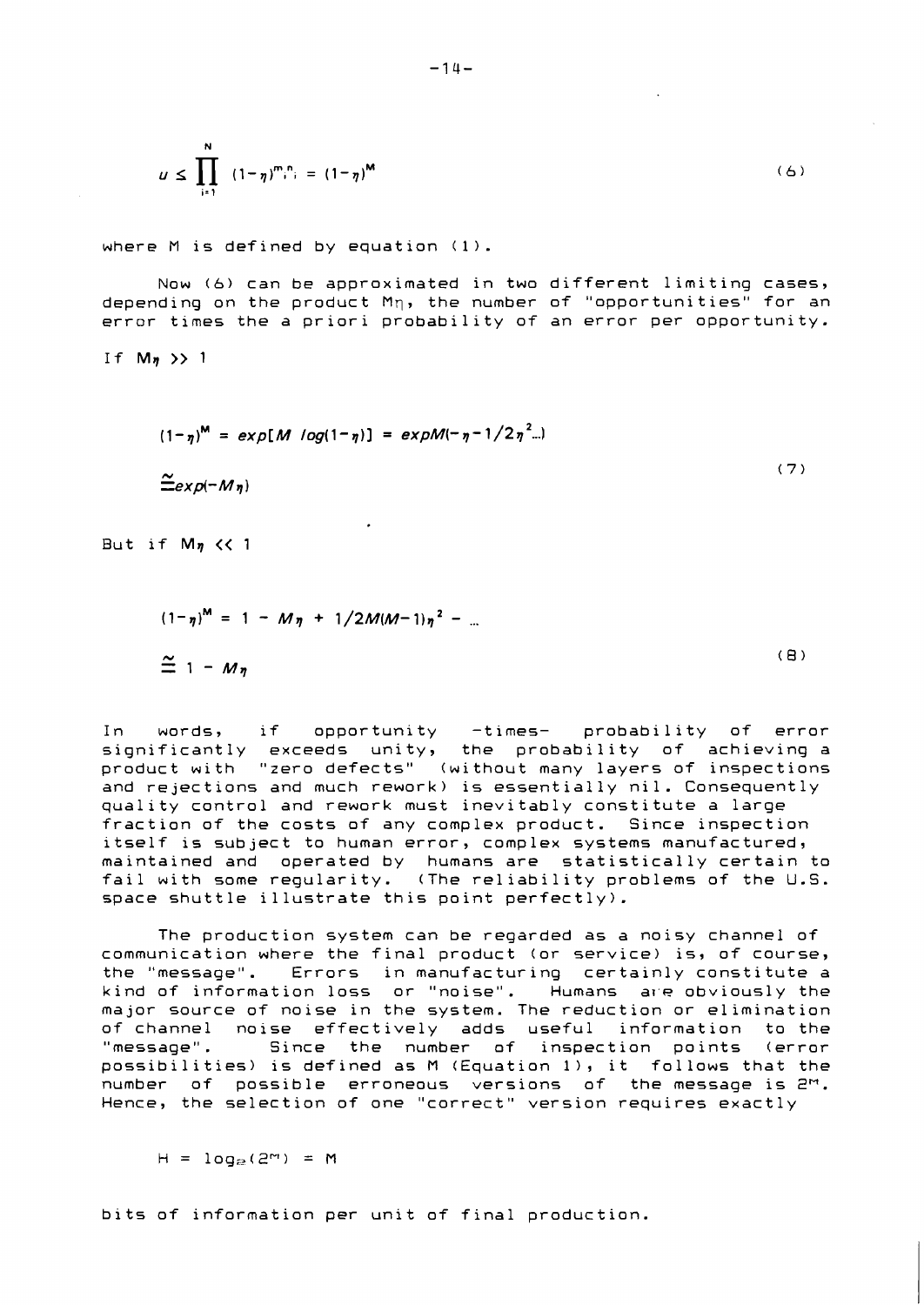$$u \leq \prod_{i=1}^{N} (1-\eta)^{m_i n_i} = (1-\eta)^{M} \tag{6}$$

where M is defined by equation (1).

Now (6) can be approximated in two different limiting cases, depending on the product $M\eta$, the number of "opportunities" for an error times the a priori probability of an error per opportunity.

If $M\eta >> 1$

$$(1-\eta)^{M} = exp[M\ log(1-\eta)] = expM(-\eta-1/2\eta^{2}...)$$

$$\cong exp(-M\eta) \tag{7}$$

But if $M\eta << 1$

$$(1-\eta)^{M} = 1 - M\eta + 1/2M(M-1)\eta^{2} - ...$$

$$\cong 1 - M\eta \tag{8}$$

In words, if opportunity -times- probability of error significantly exceeds unity, the probability of achieving a product with "zero defects" (without many layers of inspections and rejections and much rework) is essentially nil. Consequently quality control and rework must inevitably constitute a large fraction of the costs of any complex product. Since inspection itself is subject to human error, complex systems manufactured, maintained and operated by humans are statistically certain to fail with some regularity. (The reliability problems of the U.S. space shuttle illustrate this point perfectly).

The production system can be regarded as a noisy channel of communication where the final product (or service) is, of course, the "message". Errors in manufacturing certainly constitute a kind of information loss or "noise". Humans are obviously the major source of noise in the system. The reduction or elimination of channel noise effectively adds useful information to the "message". Since the number of inspection points (error possibilities) is defined as M (Equation 1), it follows that the number of possible erroneous versions of the message is $2^{M}$. Hence, the selection of one "correct" version requires exactly

$$H = \log_{2}(2^{M}) = M$$

bits of information per unit of final production.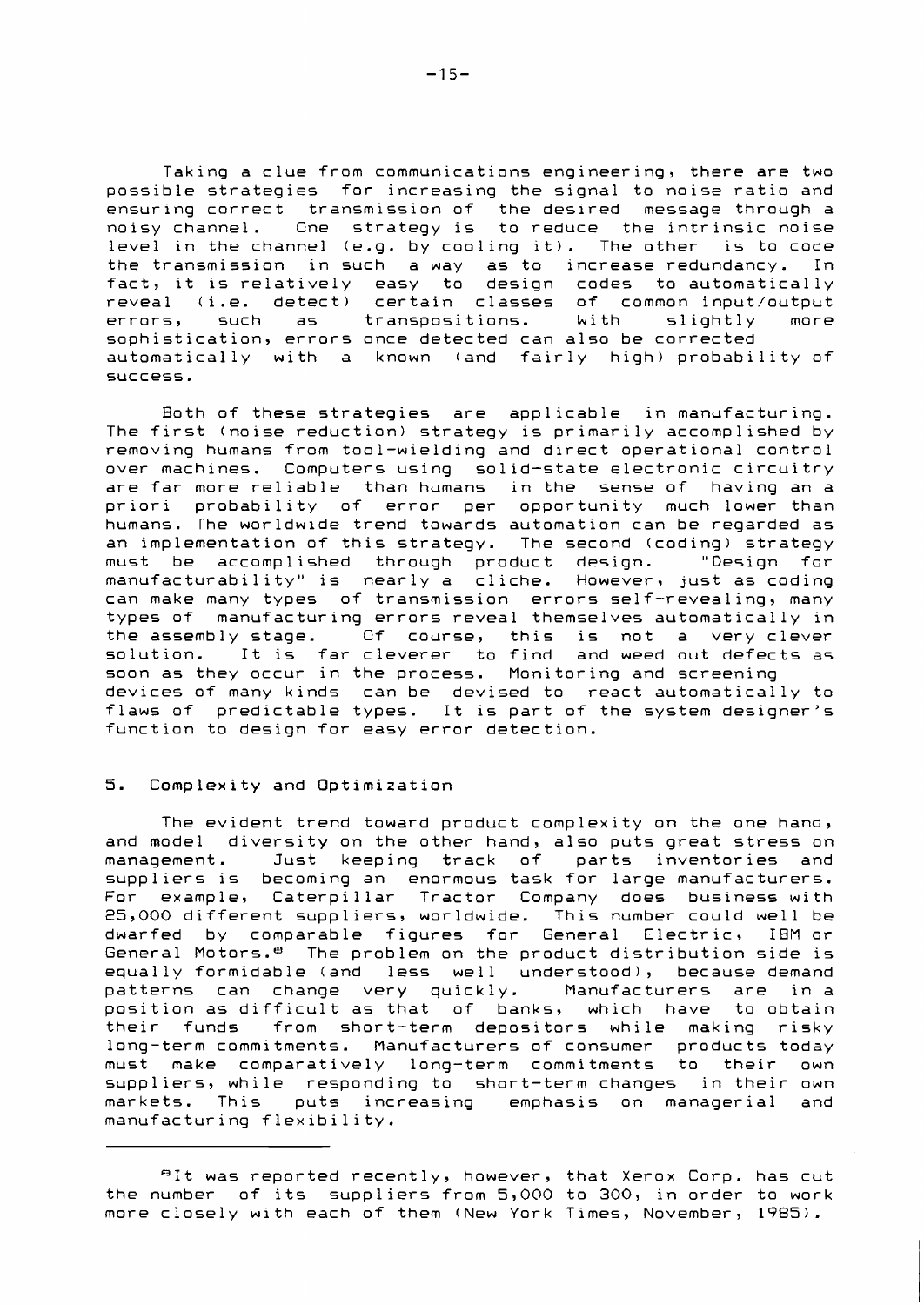Taking a clue from communications engineering, there are two possible strategies for increasing the signal to noise ratio and ensuring correct transmission of the desired message through a noisy channel. One strategy is to reduce the intrinsic noise level in the channel (e.g. by cooling it). The other is to code the transmission in such a way as to increase redundancy. In fact, it is relatively easy to design codes to automatically reveal (i.e. detect) certain classes of common input/output errors, such as transpositions. With slightly more sophistication, errors once detected can also be corrected automatically with a known (and fairly high) probability of success.

Both of these strategies are applicable in manufacturing. The first (noise reduction) strategy is primarily accomplished by removing humans from tool-wielding and direct operational control over machines. Computers using solid-state electronic circuitry are far more reliable than humans in the sense of having an a priori probability of error per opportunity much lower than humans. The worldwide trend towards automation can be regarded as an implementation of this strategy. The second (coding) strategy must be accomplished through product design. "Design for manufacturability" is nearly a cliche. However, just as coding can make many types of transmission errors self-revealing, many types of manufacturing errors reveal themselves automatically in the assembly stage. Of course, this is not a very clever solution. It is far cleverer to find and weed out defects as soon as they occur in the process. Monitoring and screening devices of many kinds can be devised to react automatically to flaws of predictable types. It is part of the system designer's function to design for easy error detection.

## 5. Complexity and Optimization

The evident trend toward product complexity on the one hand, and model diversity on the other hand, also puts great stress on management. Just keeping track of parts inventories and suppliers is becoming an enormous task for large manufacturers. For example, Caterpillar Tractor Company does business with 25,000 different suppliers, worldwide. This number could well be dwarfed by comparable figures for General Electric, IBM or General Motors.[8] The problem on the product distribution side is equally formidable (and less well understood), because demand patterns can change very quickly. Manufacturers are in a position as difficult as that of banks, which have to obtain their funds from short-term depositors while making risky long-term commitments. Manufacturers of consumer products today must make comparatively long-term commitments to their own suppliers, while responding to short-term changes in their own markets. This puts increasing emphasis on managerial and manufacturing flexibility.

---

[8]It was reported recently, however, that Xerox Corp. has cut the number of its suppliers from 5,000 to 300, in order to work more closely with each of them (New York Times, November, 1985).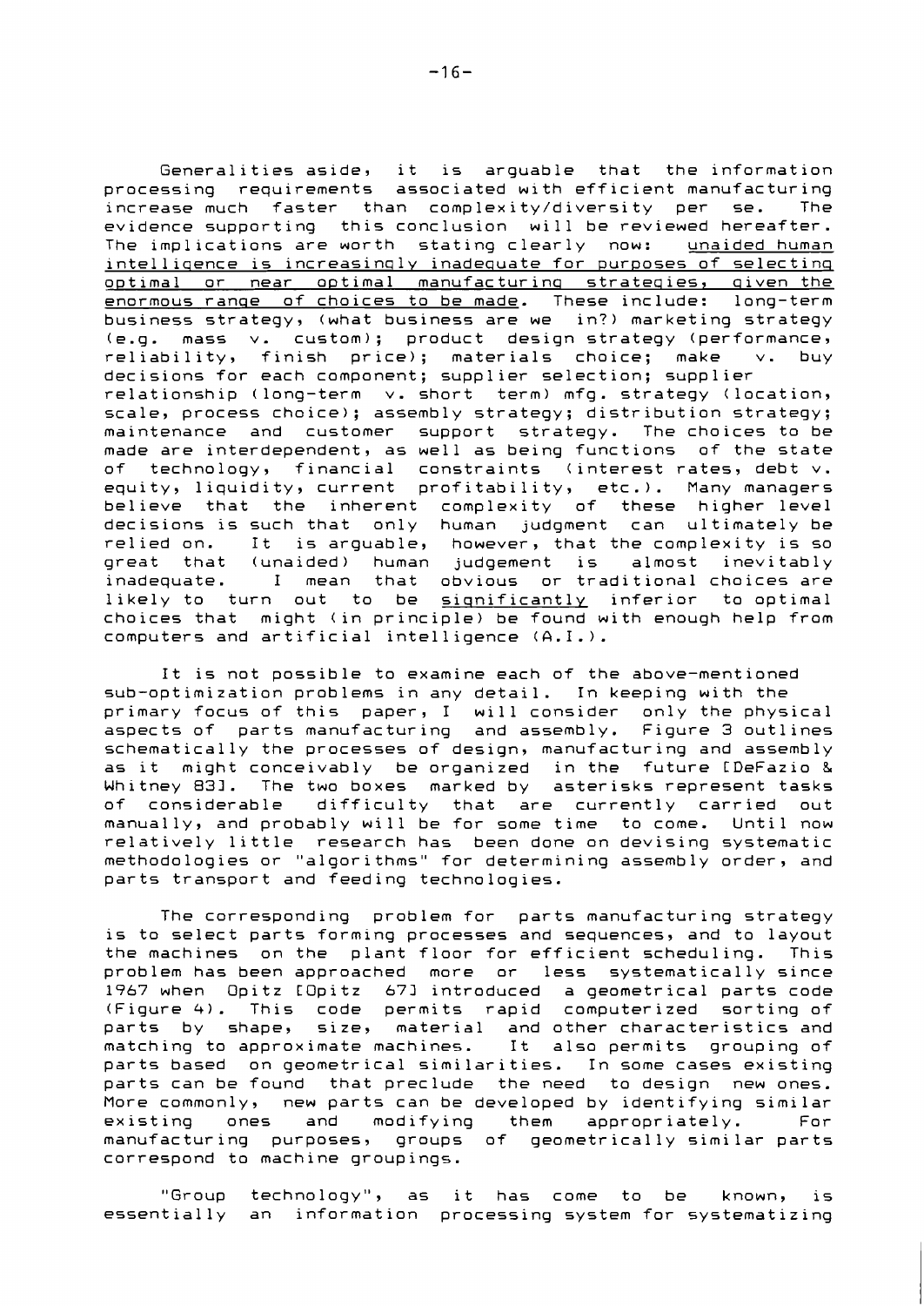Generalities aside, it is arguable that the information processing requirements associated with efficient manufacturing increase much faster than complexity/diversity per se. The evidence supporting this conclusion will be reviewed hereafter. The implications are worth stating clearly now: <u>unaided human intelligence is increasingly inadequate for purposes of selecting optimal or near optimal manufacturing strategies, given the enormous range of choices to be made</u>. These include: long-term business strategy, (what business are we in?) marketing strategy (e.g. mass v. custom); product design strategy (performance, reliability, finish price); materials choice; make v. buy decisions for each component; supplier selection; supplier relationship (long-term v. short term) mfg. strategy (location, scale, process choice); assembly strategy; distribution strategy; maintenance and customer support strategy. The choices to be made are interdependent, as well as being functions of the state of technology, financial constraints (interest rates, debt v. equity, liquidity, current profitability, etc.). Many managers believe that the inherent complexity of these higher level decisions is such that only human judgment can ultimately be relied on. It is arguable, however, that the complexity is so great that (unaided) human judgement is almost inevitably inadequate. I mean that obvious or traditional choices are likely to turn out to be <u>significantly</u> inferior to optimal choices that might (in principle) be found with enough help from computers and artificial intelligence (A.I.).

It is not possible to examine each of the above-mentioned sub-optimization problems in any detail. In keeping with the primary focus of this paper, I will consider only the physical aspects of parts manufacturing and assembly. Figure 3 outlines schematically the processes of design, manufacturing and assembly as it might conceivably be organized in the future [DeFazio & Whitney 83]. The two boxes marked by asterisks represent tasks of considerable difficulty that are currently carried out manually, and probably will be for some time to come. Until now relatively little research has been done on devising systematic methodologies or "algorithms" for determining assembly order, and parts transport and feeding technologies.

The corresponding problem for parts manufacturing strategy is to select parts forming processes and sequences, and to layout the machines on the plant floor for efficient scheduling. This problem has been approached more or less systematically since 1967 when Opitz [Opitz 67] introduced a geometrical parts code (Figure 4). This code permits rapid computerized sorting of parts by shape, size, material and other characteristics and matching to approximate machines. It also permits grouping of parts based on geometrical similarities. In some cases existing parts can be found that preclude the need to design new ones. More commonly, new parts can be developed by identifying similar existing ones and modifying them appropriately. For manufacturing purposes, groups of geometrically similar parts correspond to machine groupings.

"Group technology", as it has come to be known, is essentially an information processing system for systematizing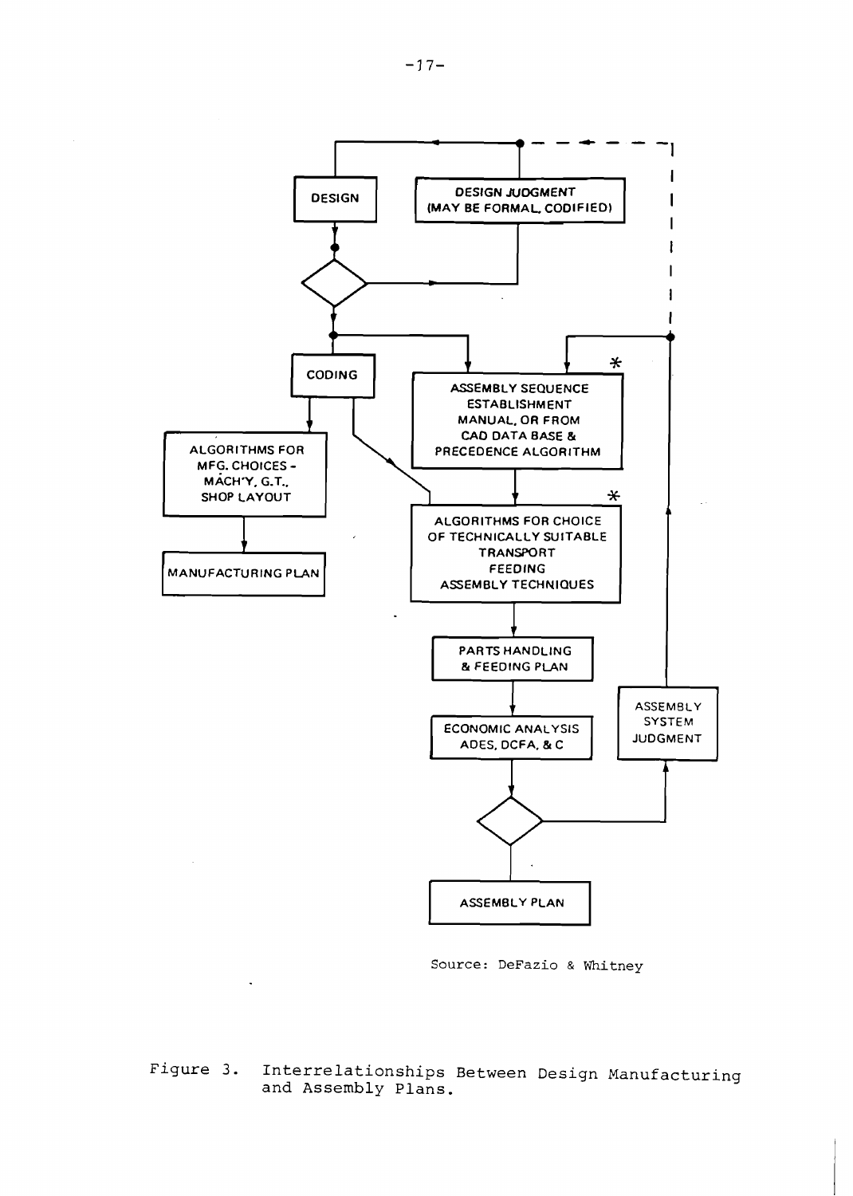DESIGN

DESIGN JUDGMENT (MAY BE FORMAL, CODIFIED)

CODING

ASSEMBLY SEQUENCE ESTABLISHMENT MANUAL, OR FROM CAD DATA BASE & PRECEDENCE ALGORITHM *

ALGORITHMS FOR MFG. CHOICES - MACH'Y, G.T., SHOP LAYOUT

MANUFACTURING PLAN

ALGORITHMS FOR CHOICE OF TECHNICALLY SUITABLE TRANSPORT FEEDING ASSEMBLY TECHNIQUES *

PARTS HANDLING & FEEDING PLAN

ECONOMIC ANALYSIS ADES, DCFA, & C

ASSEMBLY SYSTEM JUDGMENT

ASSEMBLY PLAN

Source: DeFazio & Whitney

Figure 3. Interrelationships Between Design Manufacturing and Assembly Plans.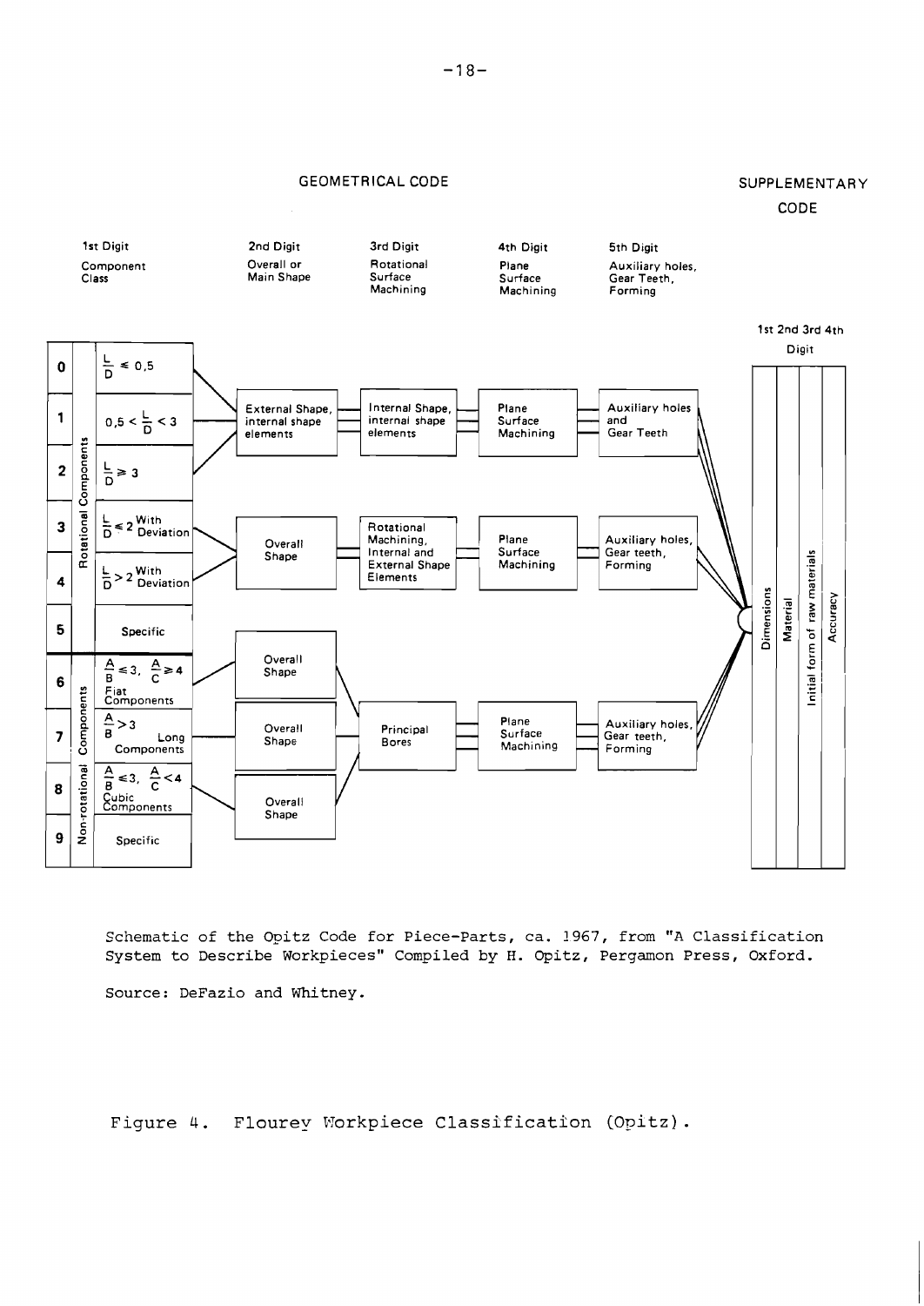GEOMETRICAL CODE

SUPPLEMENTARY CODE

| Digit | Component Class (1st Digit) | 2nd Digit: Overall or Main Shape | 3rd Digit: Rotational Surface Machining | 4th Digit: Plane Surface Machining | 5th Digit: Auxiliary holes, Gear Teeth, Forming |
|---|---|---|---|---|---|
| 0 | Rotational Components: $\frac{L}{D} \leq 0,5$ | External Shape, internal shape elements | Internal Shape, internal shape elements | Plane Surface Machining | Auxiliary holes and Gear Teeth |
| 1 | Rotational Components: $0,5 < \frac{L}{D} < 3$ | | | | |
| 2 | Rotational Components: $\frac{L}{D} \geq 3$ | | | | |
| 3 | Rotational Components: $\frac{L}{D} \leq 2$ With Deviation | Overall Shape | Rotational Machining, Internal and External Shape Elements | Plane Surface Machining | Auxiliary holes, Gear teeth, Forming |
| 4 | Rotational Components: $\frac{L}{D} > 2$ With Deviation | | | | |
| 5 | Specific | | | | |
| 6 | Non-rotational Components: $\frac{A}{B} \leq 3, \frac{A}{C} \geq 4$ Flat Components | Overall Shape | Principal Bores | Plane Surface Machining | Auxiliary holes, Gear teeth, Forming |
| 7 | Non-rotational Components: $\frac{A}{B} > 3$ Long Components | Overall Shape | | | |
| 8 | Non-rotational Components: $\frac{A}{B} \leq 3, \frac{A}{C} < 4$ Cubic Components | Overall Shape | | | |
| 9 | Specific | | | | |

Supplementary Code (1st 2nd 3rd 4th Digit): Dimensions | Material | Initial form of raw materials | Accuracy

Schematic of the Opitz Code for Piece-Parts, ca. 1967, from "A Classification System to Describe Workpieces" Compiled by H. Opitz, Pergamon Press, Oxford.

Source: DeFazio and Whitney.

Figure 4. Flourey Workpiece Classification (Opitz).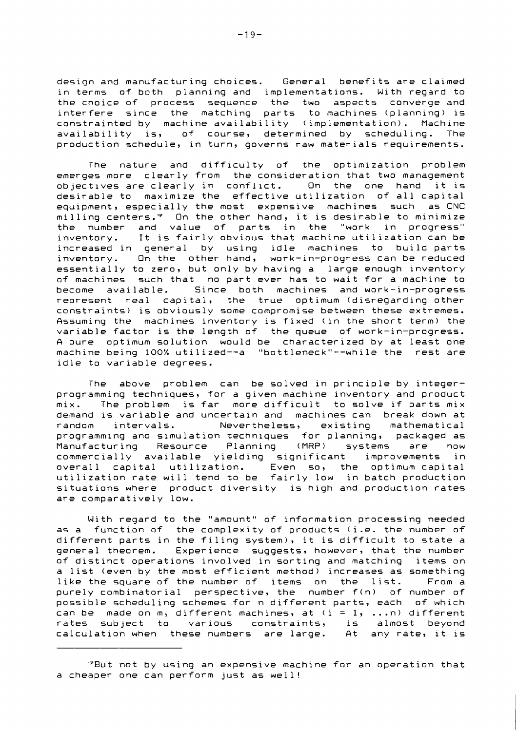design and manufacturing choices. General benefits are claimed in terms of both planning and implementations. With regard to the choice of process sequence the two aspects converge and interfere since the matching parts to machines (planning) is constrainted by machine availability (implementation). Machine availability is, of course, determined by scheduling. The production schedule, in turn, governs raw materials requirements.

The nature and difficulty of the optimization problem emerges more clearly from the consideration that two management objectives are clearly in conflict. On the one hand it is desirable to maximize the effective utilization of all capital equipment, especially the most expensive machines such as CNC milling centers.[9] On the other hand, it is desirable to minimize the number and value of parts in the "work in progress" inventory. It is fairly obvious that machine utilization can be increased in general by using idle machines to build parts inventory. On the other hand, work-in-progress can be reduced essentially to zero, but only by having a large enough inventory of machines such that no part ever has to wait for a machine to become available. Since both machines and work-in-progress represent real capital, the true optimum (disregarding other constraints) is obviously some compromise between these extremes. Assuming the machines inventory is fixed (in the short term) the variable factor is the length of the queue of work-in-progress. A pure optimum solution would be characterized by at least one machine being 100% utilized--a "bottleneck"--while the rest are idle to variable degrees.

The above problem can be solved in principle by integer-programming techniques, for a given machine inventory and product mix. The problem is far more difficult to solve if parts mix demand is variable and uncertain and machines can break down at random intervals. Nevertheless, existing mathematical programming and simulation techniques for planning, packaged as Manufacturing Resource Planning (MRP) systems are now commercially available yielding significant improvements in overall capital utilization. Even so, the optimum capital utilization rate will tend to be fairly low in batch production situations where product diversity is high and production rates are comparatively low.

With regard to the "amount" of information processing needed as a function of the complexity of products (i.e. the number of different parts in the filing system), it is difficult to state a general theorem. Experience suggests, however, that the number of distinct operations involved in sorting and matching items on a list (even by the most efficient method) increases as something like the square of the number of items on the list. From a purely combinatorial perspective, the number $f(n)$ of number of possible scheduling schemes for n different parts, each of which can be made on $m_i$ different machines, at $(i = 1, \ldots n)$ different rates subject to various constraints, is almost beyond calculation when these numbers are large. At any rate, it is

---

[9]But not by using an expensive machine for an operation that a cheaper one can perform just as well!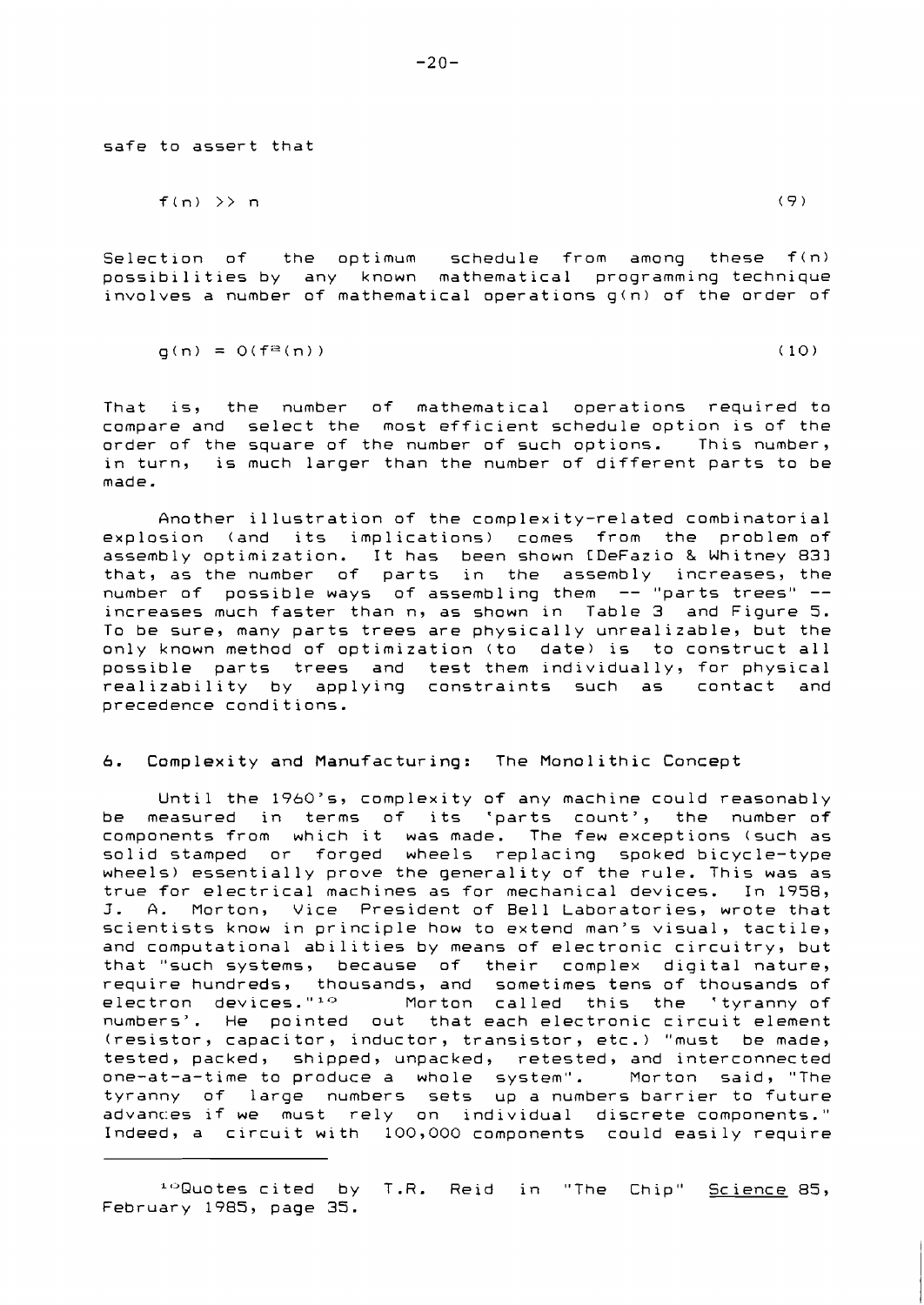safe to assert that

$$f(n) >> n \tag{9}$$

Selection of the optimum schedule from among these $f(n)$ possibilities by any known mathematical programming technique involves a number of mathematical operations $g(n)$ of the order of

$$g(n) = O(f^2(n)) \tag{10}$$

That is, the number of mathematical operations required to compare and select the most efficient schedule option is of the order of the square of the number of such options. This number, in turn, is much larger than the number of different parts to be made.

Another illustration of the complexity-related combinatorial explosion (and its implications) comes from the problem of assembly optimization. It has been shown [DeFazio & Whitney 83] that, as the number of parts in the assembly increases, the number of possible ways of assembling them -- "parts trees" -- increases much faster than n, as shown in Table 3 and Figure 5. To be sure, many parts trees are physically unrealizable, but the only known method of optimization (to date) is to construct all possible parts trees and test them individually, for physical realizability by applying constraints such as contact and precedence conditions.

## 6. Complexity and Manufacturing: The Monolithic Concept

Until the 1960's, complexity of any machine could reasonably be measured in terms of its 'parts count', the number of components from which it was made. The few exceptions (such as solid stamped or forged wheels replacing spoked bicycle-type wheels) essentially prove the generality of the rule. This was as true for electrical machines as for mechanical devices. In 1958, J. A. Morton, Vice President of Bell Laboratories, wrote that scientists know in principle how to extend man's visual, tactile, and computational abilities by means of electronic circuitry, but that "such systems, because of their complex digital nature, require hundreds, thousands, and sometimes tens of thousands of electron devices."[10] Morton called this the 'tyranny of numbers'. He pointed out that each electronic circuit element (resistor, capacitor, inductor, transistor, etc.) "must be made, tested, packed, shipped, unpacked, retested, and interconnected one-at-a-time to produce a whole system". Morton said, "The tyranny of large numbers sets up a numbers barrier to future advances if we must rely on individual discrete components." Indeed, a circuit with 100,000 components could easily require

---

[10] Quotes cited by T.R. Reid in "The Chip" Science 85, February 1985, page 35.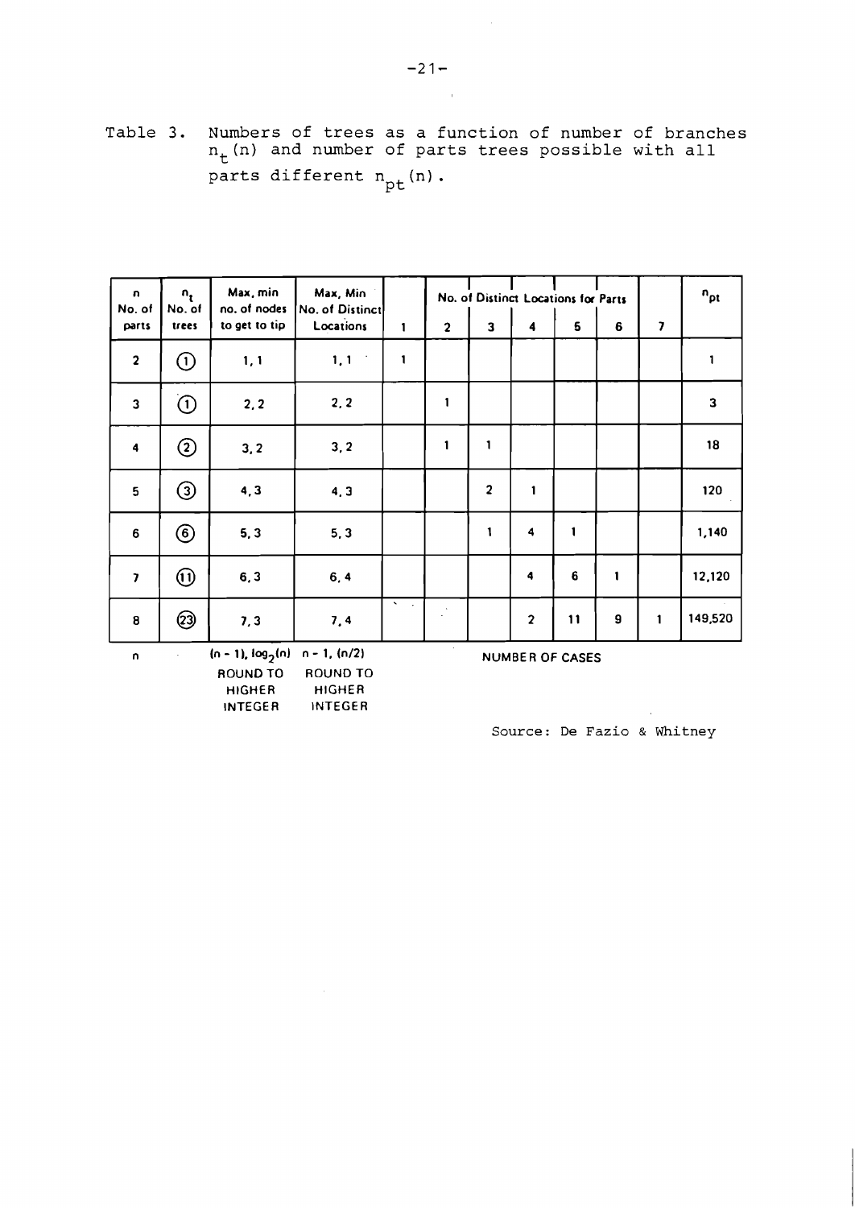Table 3. Numbers of trees as a function of number of branches $n_t(n)$ and number of parts trees possible with all parts different $n_{pt}(n)$.

| n No. of parts | $n_t$ No. of trees | Max, min no. of nodes to get to tip | Max, Min No. of Distinct Locations | No. of Distinct Locations for Parts | | | | | | | $n_{pt}$ |
|---|---|---|---|---|---|---|---|---|---|---|---|
| | | | | 1 | 2 | 3 | 4 | 5 | 6 | 7 | |
| 2 | ① | 1, 1 | 1, 1 | 1 | | | | | | | 1 |
| 3 | ① | 2, 2 | 2, 2 | | 1 | | | | | | 3 |
| 4 | ② | 3, 2 | 3, 2 | | 1 | 1 | | | | | 18 |
| 5 | ③ | 4, 3 | 4, 3 | | | 2 | 1 | | | | 120 |
| 6 | ⑥ | 5, 3 | 5, 3 | | | 1 | 4 | 1 | | | 1,140 |
| 7 | ⑪ | 6, 3 | 6, 4 | | | | 4 | 6 | 1 | | 12,120 |
| 8 | ㉓ | 7, 3 | 7, 4 | | | | 2 | 11 | 9 | 1 | 149,520 |
| n | | $(n-1), \log_2(n)$ ROUND TO HIGHER INTEGER | $n-1, (n/2)$ ROUND TO HIGHER INTEGER | NUMBER OF CASES | | | | | | | |

Source: De Fazio & Whitney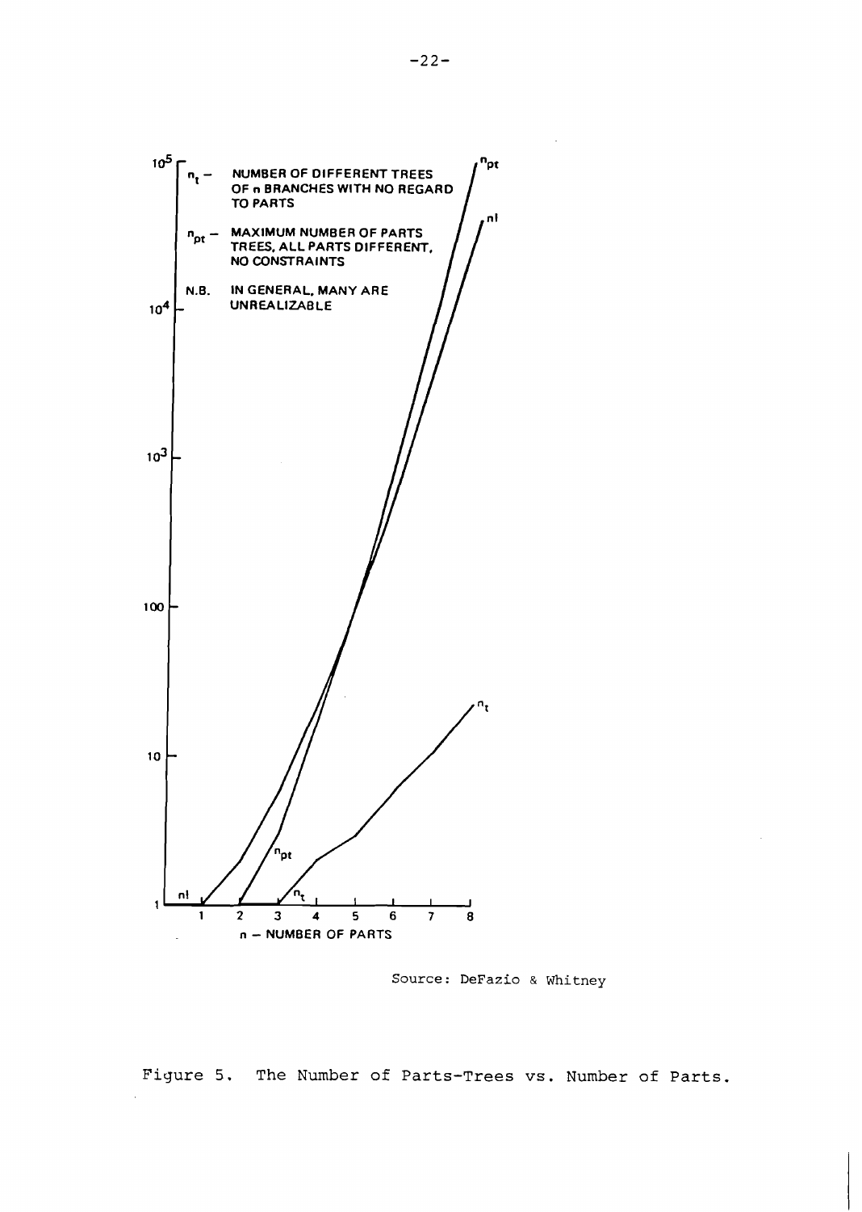Source: DeFazio & Whitney

Figure 5. The Number of Parts-Trees vs. Number of Parts.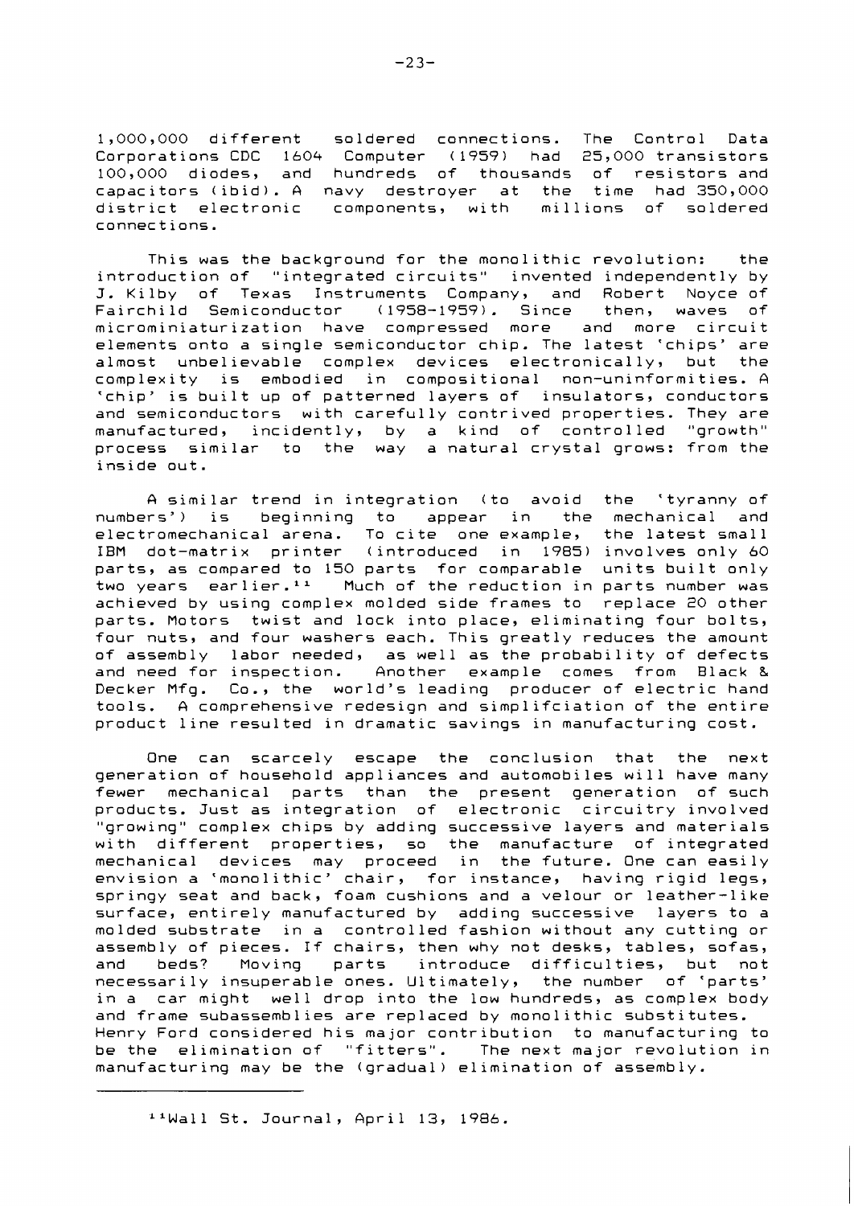1,000,000 different soldered connections. The Control Data Corporations CDC 1604 Computer (1959) had 25,000 transistors 100,000 diodes, and hundreds of thousands of resistors and capacitors (ibid). A navy destroyer at the time had 350,000 district electronic components, with millions of soldered connections.

This was the background for the monolithic revolution: the introduction of "integrated circuits" invented independently by J. Kilby of Texas Instruments Company, and Robert Noyce of Fairchild Semiconductor (1958-1959). Since then, waves of microminiaturization have compressed more and more circuit elements onto a single semiconductor chip. The latest 'chips' are almost unbelievable complex devices electronically, but the complexity is embodied in compositional non-uninformities. A 'chip' is built up of patterned layers of insulators, conductors and semiconductors with carefully contrived properties. They are manufactured, incidently, by a kind of controlled "growth" process similar to the way a natural crystal grows: from the inside out.

A similar trend in integration (to avoid the 'tyranny of numbers') is beginning to appear in the mechanical and electromechanical arena. To cite one example, the latest small IBM dot-matrix printer (introduced in 1985) involves only 60 parts, as compared to 150 parts for comparable units built only two years earlier.[11] Much of the reduction in parts number was achieved by using complex molded side frames to replace 20 other parts. Motors twist and lock into place, eliminating four bolts, four nuts, and four washers each. This greatly reduces the amount of assembly labor needed, as well as the probability of defects and need for inspection. Another example comes from Black & Decker Mfg. Co., the world's leading producer of electric hand tools. A comprehensive redesign and simplifciation of the entire product line resulted in dramatic savings in manufacturing cost.

One can scarcely escape the conclusion that the next generation of household appliances and automobiles will have many fewer mechanical parts than the present generation of such products. Just as integration of electronic circuitry involved "growing" complex chips by adding successive layers and materials with different properties, so the manufacture of integrated mechanical devices may proceed in the future. One can easily envision a 'monolithic' chair, for instance, having rigid legs, springy seat and back, foam cushions and a velour or leather-like surface, entirely manufactured by adding successive layers to a molded substrate in a controlled fashion without any cutting or assembly of pieces. If chairs, then why not desks, tables, sofas, and beds? Moving parts introduce difficulties, but not necessarily insuperable ones. Ultimately, the number of 'parts' in a car might well drop into the low hundreds, as complex body and frame subassemblies are replaced by monolithic substitutes. Henry Ford considered his major contribution to manufacturing to be the elimination of "fitters". The next major revolution in manufacturing may be the (gradual) elimination of assembly.

---

[11] Wall St. Journal, April 13, 1986.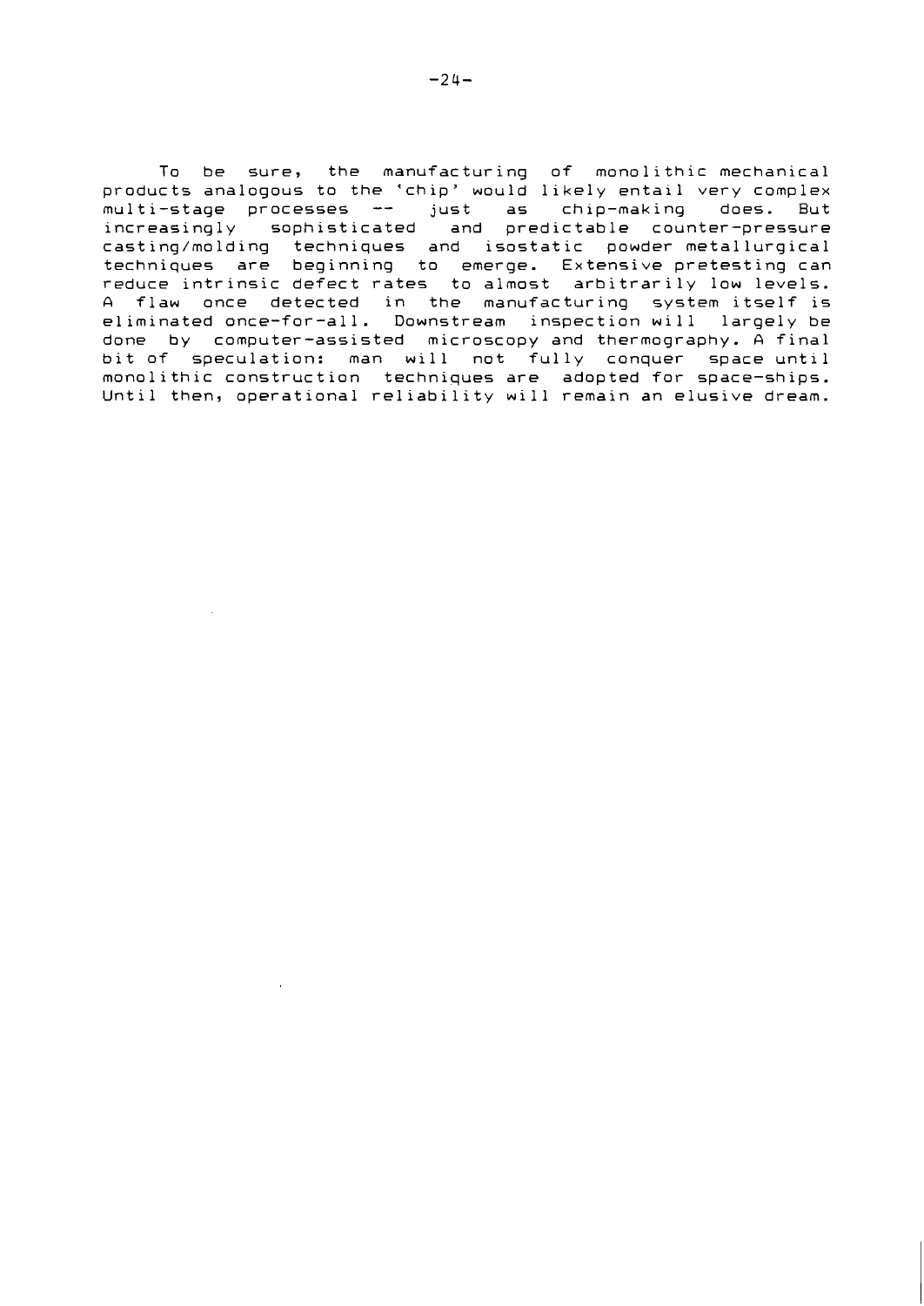To be sure, the manufacturing of monolithic mechanical products analogous to the 'chip' would likely entail very complex multi-stage processes -- just as chip-making does. But increasingly sophisticated and predictable counter-pressure casting/molding techniques and isostatic powder metallurgical techniques are beginning to emerge. Extensive pretesting can reduce intrinsic defect rates to almost arbitrarily low levels. A flaw once detected in the manufacturing system itself is eliminated once-for-all. Downstream inspection will largely be done by computer-assisted microscopy and thermography. A final bit of speculation: man will not fully conquer space until monolithic construction techniques are adopted for space-ships. Until then, operational reliability will remain an elusive dream.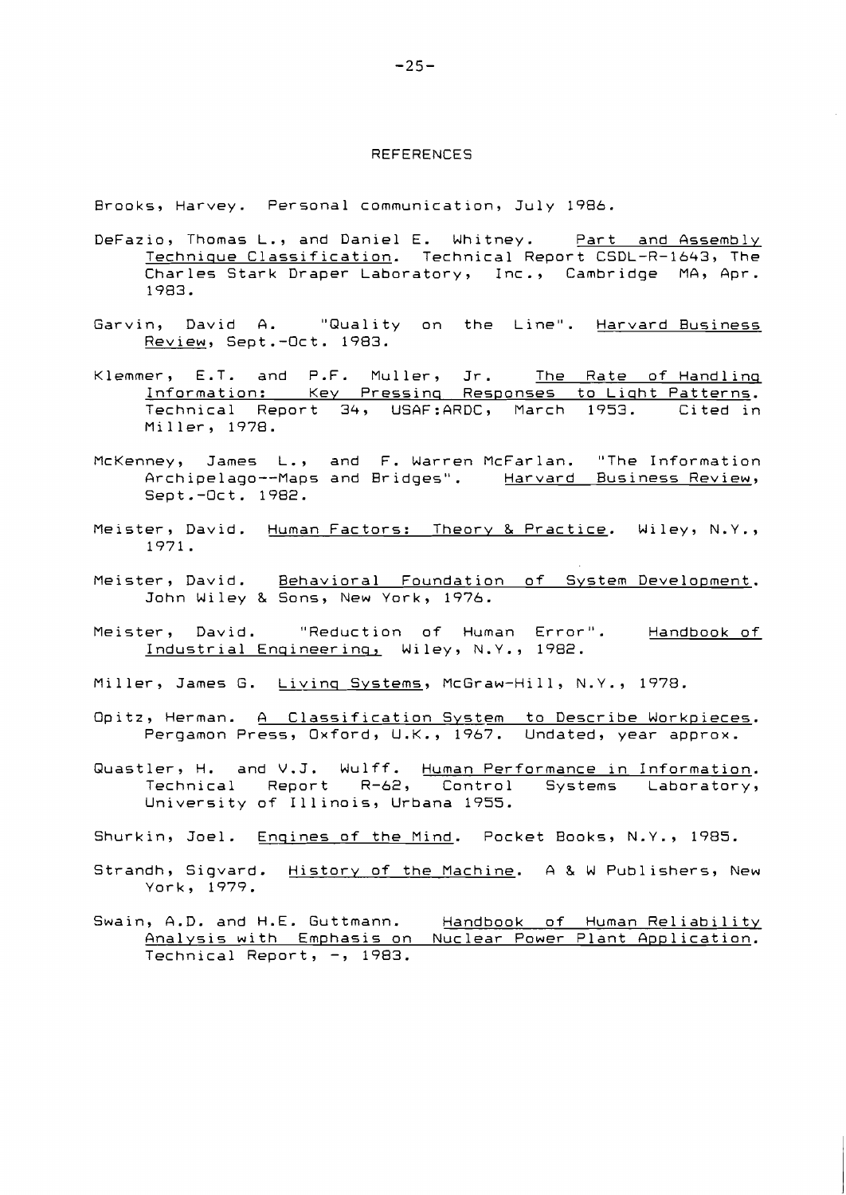## REFERENCES

Brooks, Harvey. Personal communication, July 1986.

DeFazio, Thomas L., and Daniel E. Whitney. Part and Assembly Technique Classification. Technical Report CSDL-R-1643, The Charles Stark Draper Laboratory, Inc., Cambridge MA, Apr. 1983.

Garvin, David A. "Quality on the Line". Harvard Business Review, Sept.-Oct. 1983.

Klemmer, E.T. and P.F. Muller, Jr. The Rate of Handling Information: Key Pressing Responses to Light Patterns. Technical Report 34, USAF:ARDC, March 1953. Cited in Miller, 1978.

McKenney, James L., and F. Warren McFarlan. "The Information Archipelago--Maps and Bridges". Harvard Business Review, Sept.-Oct. 1982.

Meister, David. Human Factors: Theory & Practice. Wiley, N.Y., 1971.

Meister, David. Behavioral Foundation of System Development. John Wiley & Sons, New York, 1976.

Meister, David. "Reduction of Human Error". Handbook of Industrial Engineering, Wiley, N.Y., 1982.

Miller, James G. Living Systems, McGraw-Hill, N.Y., 1978.

Opitz, Herman. A Classification System to Describe Workpieces. Pergamon Press, Oxford, U.K., 1967. Undated, year approx.

Quastler, H. and V.J. Wulff. Human Performance in Information. Technical Report R-62, Control Systems Laboratory, University of Illinois, Urbana 1955.

Shurkin, Joel. Engines of the Mind. Pocket Books, N.Y., 1985.

Strandh, Sigvard. History of the Machine. A & W Publishers, New York, 1979.

Swain, A.D. and H.E. Guttmann. Handbook of Human Reliability Analysis with Emphasis on Nuclear Power Plant Application. Technical Report, -, 1983.